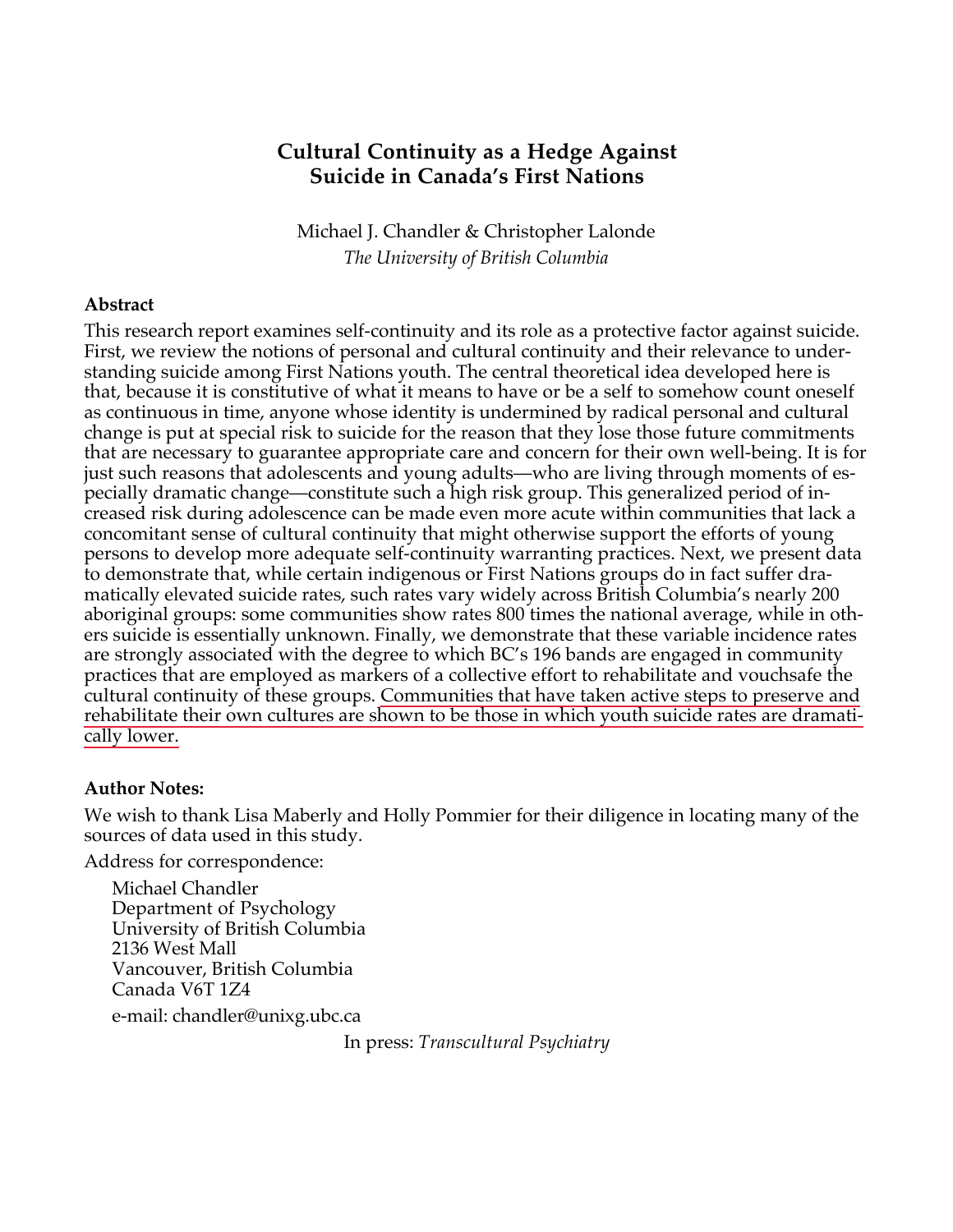# Cultural Continuity as a Hedge Against Suicide in Canada's First Nations

Michael J. Chandler & Christopher Lalonde

*The University of British Columbia*

**Abstract**

This research report examines self-continuity and its role as a protective factor against suicide. First, we review the notions of personal and cultural continuity and their relevance to understanding suicide among First Nations youth. The central theoretical idea developed here is that, because it is constitutive of what it means to have or be a self to somehow count oneself as continuous in time, anyone whose identity is undermined by radical personal and cultural change is put at special risk to suicide for the reason that they lose those future commitments that are necessary to guarantee appropriate care and concern for their own well-being. It is for just such reasons that adolescents and young adults—who are living through moments of especially dramatic change—constitute such a high risk group. This generalized period of increased risk during adolescence can be made even more acute within communities that lack a concomitant sense of cultural continuity that might otherwise support the efforts of young persons to develop more adequate self-continuity warranting practices. Next, we present data to demonstrate that, while certain indigenous or First Nations groups do in fact suffer dramatically elevated suicide rates, such rates vary widely across British Columbia's nearly 200 aboriginal groups: some communities show rates 800 times the national average, while in others suicide is essentially unknown. Finally, we demonstrate that these variable incidence rates are strongly associated with the degree to which BC's 196 bands are engaged in community practices that are employed as markers of a collective effort to rehabilitate and vouchsafe the cultural continuity of these groups. Communities that have taken active steps to preserve and rehabilitate their own cultures are shown to be those in which youth suicide rates are dramatically lower.

**Author Notes:**

We wish to thank Lisa Maberly and Holly Pommier for their diligence in locating many of the sources of data used in this study.

Address for correspondence:

Michael Chandler
Department of Psychology
University of British Columbia
2136 West Mall
Vancouver, British Columbia
Canada V6T 1Z4

e-mail: chandler@unixg.ubc.ca

In press: *Transcultural Psychiatry*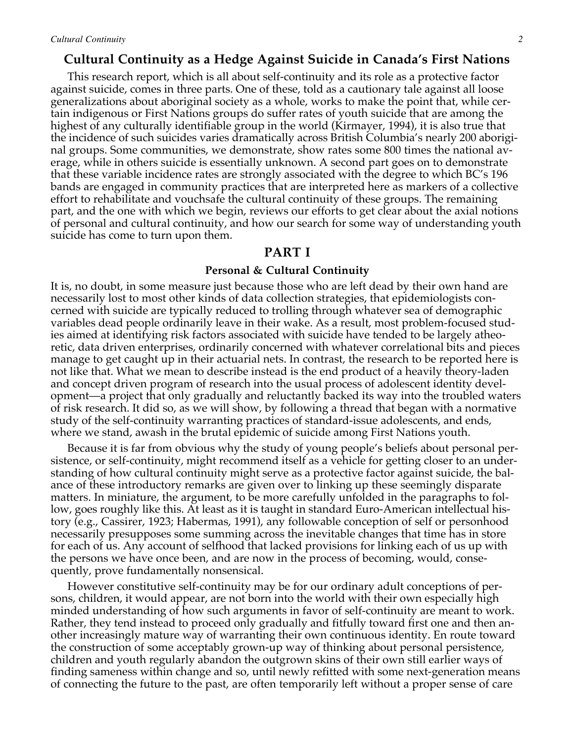## Cultural Continuity as a Hedge Against Suicide in Canada's First Nations

This research report, which is all about self-continuity and its role as a protective factor against suicide, comes in three parts. One of these, told as a cautionary tale against all loose generalizations about aboriginal society as a whole, works to make the point that, while certain indigenous or First Nations groups do suffer rates of youth suicide that are among the highest of any culturally identifiable group in the world (Kirmayer, 1994), it is also true that the incidence of such suicides varies dramatically across British Columbia's nearly 200 aboriginal groups. Some communities, we demonstrate, show rates some 800 times the national average, while in others suicide is essentially unknown. A second part goes on to demonstrate that these variable incidence rates are strongly associated with the degree to which BC's 196 bands are engaged in community practices that are interpreted here as markers of a collective effort to rehabilitate and vouchsafe the cultural continuity of these groups. The remaining part, and the one with which we begin, reviews our efforts to get clear about the axial notions of personal and cultural continuity, and how our search for some way of understanding youth suicide has come to turn upon them.

## PART I

### Personal & Cultural Continuity

It is, no doubt, in some measure just because those who are left dead by their own hand are necessarily lost to most other kinds of data collection strategies, that epidemiologists concerned with suicide are typically reduced to trolling through whatever sea of demographic variables dead people ordinarily leave in their wake. As a result, most problem-focused studies aimed at identifying risk factors associated with suicide have tended to be largely atheoretic, data driven enterprises, ordinarily concerned with whatever correlational bits and pieces manage to get caught up in their actuarial nets. In contrast, the research to be reported here is not like that. What we mean to describe instead is the end product of a heavily theory-laden and concept driven program of research into the usual process of adolescent identity development—a project that only gradually and reluctantly backed its way into the troubled waters of risk research. It did so, as we will show, by following a thread that began with a normative study of the self-continuity warranting practices of standard-issue adolescents, and ends, where we stand, awash in the brutal epidemic of suicide among First Nations youth.

Because it is far from obvious why the study of young people's beliefs about personal persistence, or self-continuity, might recommend itself as a vehicle for getting closer to an understanding of how cultural continuity might serve as a protective factor against suicide, the balance of these introductory remarks are given over to linking up these seemingly disparate matters. In miniature, the argument, to be more carefully unfolded in the paragraphs to follow, goes roughly like this. At least as it is taught in standard Euro-American intellectual history (e.g., Cassirer, 1923; Habermas, 1991), any followable conception of self or personhood necessarily presupposes some summing across the inevitable changes that time has in store for each of us. Any account of selfhood that lacked provisions for linking each of us up with the persons we have once been, and are now in the process of becoming, would, consequently, prove fundamentally nonsensical.

However constitutive self-continuity may be for our ordinary adult conceptions of persons, children, it would appear, are not born into the world with their own especially high minded understanding of how such arguments in favor of self-continuity are meant to work. Rather, they tend instead to proceed only gradually and fitfully toward first one and then another increasingly mature way of warranting their own continuous identity. En route toward the construction of some acceptably grown-up way of thinking about personal persistence, children and youth regularly abandon the outgrown skins of their own still earlier ways of finding sameness within change and so, until newly refitted with some next-generation means of connecting the future to the past, are often temporarily left without a proper sense of care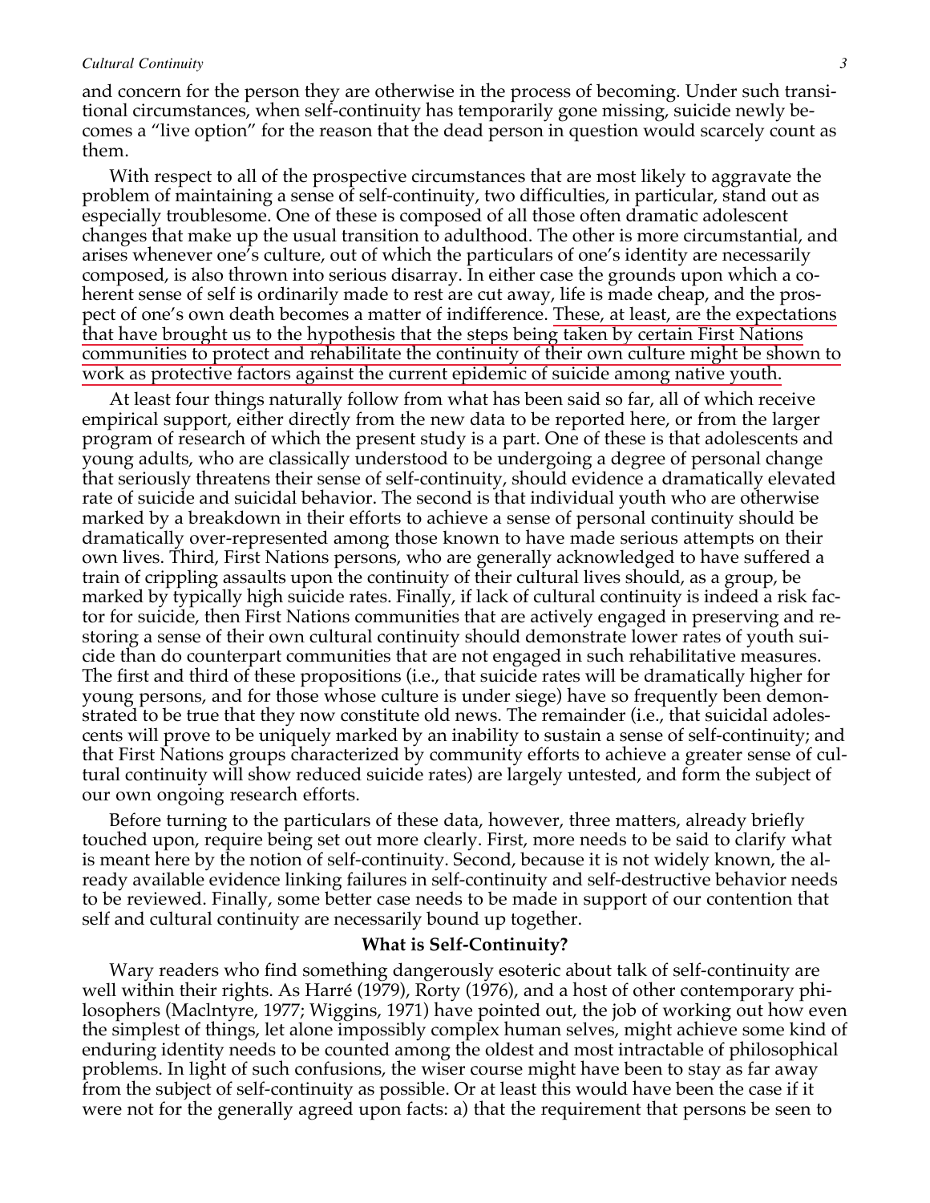and concern for the person they are otherwise in the process of becoming. Under such transitional circumstances, when self-continuity has temporarily gone missing, suicide newly becomes a "live option" for the reason that the dead person in question would scarcely count as them.

With respect to all of the prospective circumstances that are most likely to aggravate the problem of maintaining a sense of self-continuity, two difficulties, in particular, stand out as especially troublesome. One of these is composed of all those often dramatic adolescent changes that make up the usual transition to adulthood. The other is more circumstantial, and arises whenever one's culture, out of which the particulars of one's identity are necessarily composed, is also thrown into serious disarray. In either case the grounds upon which a coherent sense of self is ordinarily made to rest are cut away, life is made cheap, and the prospect of one's own death becomes a matter of indifference. These, at least, are the expectations that have brought us to the hypothesis that the steps being taken by certain First Nations communities to protect and rehabilitate the continuity of their own culture might be shown to work as protective factors against the current epidemic of suicide among native youth.

At least four things naturally follow from what has been said so far, all of which receive empirical support, either directly from the new data to be reported here, or from the larger program of research of which the present study is a part. One of these is that adolescents and young adults, who are classically understood to be undergoing a degree of personal change that seriously threatens their sense of self-continuity, should evidence a dramatically elevated rate of suicide and suicidal behavior. The second is that individual youth who are otherwise marked by a breakdown in their efforts to achieve a sense of personal continuity should be dramatically over-represented among those known to have made serious attempts on their own lives. Third, First Nations persons, who are generally acknowledged to have suffered a train of crippling assaults upon the continuity of their cultural lives should, as a group, be marked by typically high suicide rates. Finally, if lack of cultural continuity is indeed a risk factor for suicide, then First Nations communities that are actively engaged in preserving and restoring a sense of their own cultural continuity should demonstrate lower rates of youth suicide than do counterpart communities that are not engaged in such rehabilitative measures. The first and third of these propositions (i.e., that suicide rates will be dramatically higher for young persons, and for those whose culture is under siege) have so frequently been demonstrated to be true that they now constitute old news. The remainder (i.e., that suicidal adolescents will prove to be uniquely marked by an inability to sustain a sense of self-continuity; and that First Nations groups characterized by community efforts to achieve a greater sense of cultural continuity will show reduced suicide rates) are largely untested, and form the subject of our own ongoing research efforts.

Before turning to the particulars of these data, however, three matters, already briefly touched upon, require being set out more clearly. First, more needs to be said to clarify what is meant here by the notion of self-continuity. Second, because it is not widely known, the already available evidence linking failures in self-continuity and self-destructive behavior needs to be reviewed. Finally, some better case needs to be made in support of our contention that self and cultural continuity are necessarily bound up together.

## What is Self-Continuity?

Wary readers who find something dangerously esoteric about talk of self-continuity are well within their rights. As Harré (1979), Rorty (1976), and a host of other contemporary philosophers (MacIntyre, 1977; Wiggins, 1971) have pointed out, the job of working out how even the simplest of things, let alone impossibly complex human selves, might achieve some kind of enduring identity needs to be counted among the oldest and most intractable of philosophical problems. In light of such confusions, the wiser course might have been to stay as far away from the subject of self-continuity as possible. Or at least this would have been the case if it were not for the generally agreed upon facts: a) that the requirement that persons be seen to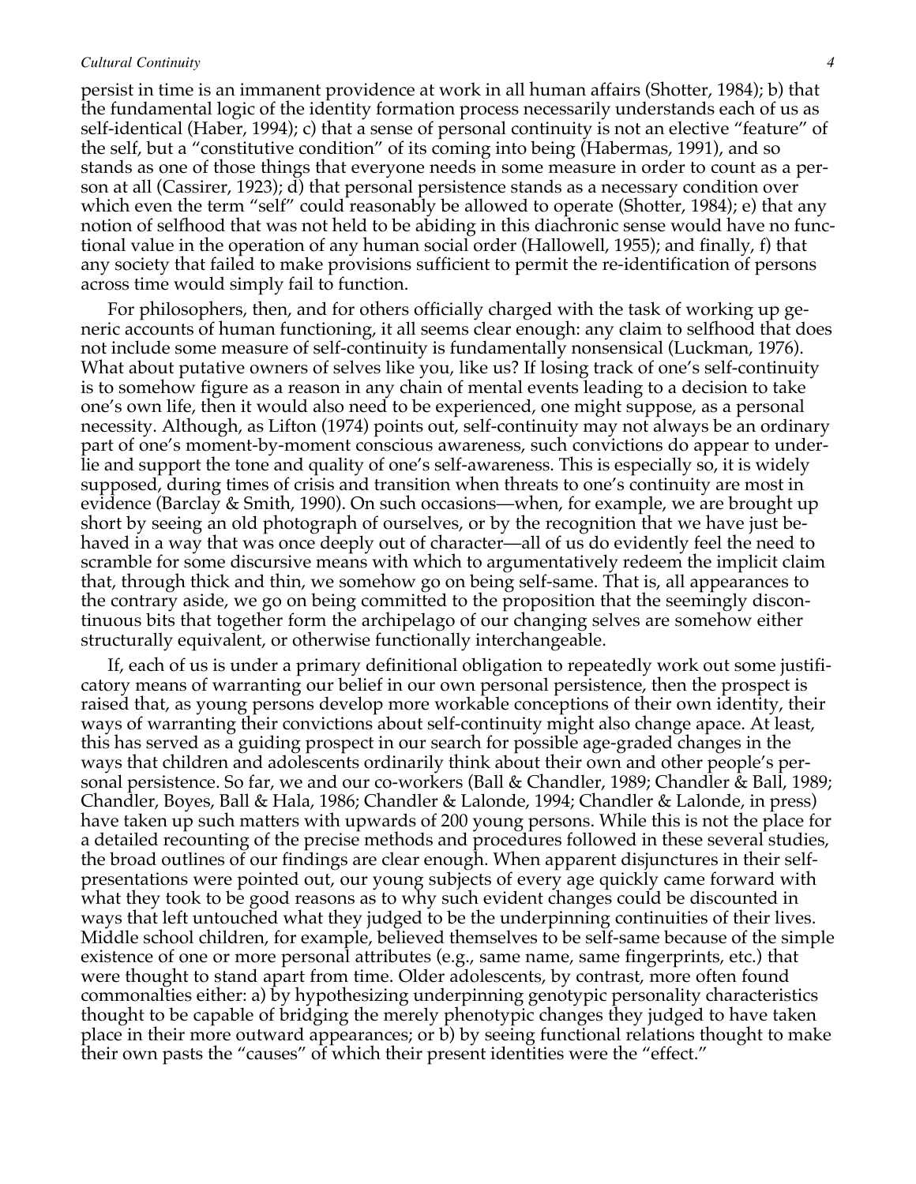persist in time is an immanent providence at work in all human affairs (Shotter, 1984); b) that the fundamental logic of the identity formation process necessarily understands each of us as self-identical (Haber, 1994); c) that a sense of personal continuity is not an elective "feature" of the self, but a "constitutive condition" of its coming into being (Habermas, 1991), and so stands as one of those things that everyone needs in some measure in order to count as a person at all (Cassirer, 1923); d) that personal persistence stands as a necessary condition over which even the term "self" could reasonably be allowed to operate (Shotter, 1984); e) that any notion of selfhood that was not held to be abiding in this diachronic sense would have no functional value in the operation of any human social order (Hallowell, 1955); and finally, f) that any society that failed to make provisions sufficient to permit the re-identification of persons across time would simply fail to function.

For philosophers, then, and for others officially charged with the task of working up generic accounts of human functioning, it all seems clear enough: any claim to selfhood that does not include some measure of self-continuity is fundamentally nonsensical (Luckman, 1976). What about putative owners of selves like you, like us? If losing track of one's self-continuity is to somehow figure as a reason in any chain of mental events leading to a decision to take one's own life, then it would also need to be experienced, one might suppose, as a personal necessity. Although, as Lifton (1974) points out, self-continuity may not always be an ordinary part of one's moment-by-moment conscious awareness, such convictions do appear to underlie and support the tone and quality of one's self-awareness. This is especially so, it is widely supposed, during times of crisis and transition when threats to one's continuity are most in evidence (Barclay & Smith, 1990). On such occasions—when, for example, we are brought up short by seeing an old photograph of ourselves, or by the recognition that we have just behaved in a way that was once deeply out of character—all of us do evidently feel the need to scramble for some discursive means with which to argumentatively redeem the implicit claim that, through thick and thin, we somehow go on being self-same. That is, all appearances to the contrary aside, we go on being committed to the proposition that the seemingly discontinuous bits that together form the archipelago of our changing selves are somehow either structurally equivalent, or otherwise functionally interchangeable.

If, each of us is under a primary definitional obligation to repeatedly work out some justificatory means of warranting our belief in our own personal persistence, then the prospect is raised that, as young persons develop more workable conceptions of their own identity, their ways of warranting their convictions about self-continuity might also change apace. At least, this has served as a guiding prospect in our search for possible age-graded changes in the ways that children and adolescents ordinarily think about their own and other people's personal persistence. So far, we and our co-workers (Ball & Chandler, 1989; Chandler & Ball, 1989; Chandler, Boyes, Ball & Hala, 1986; Chandler & Lalonde, 1994; Chandler & Lalonde, in press) have taken up such matters with upwards of 200 young persons. While this is not the place for a detailed recounting of the precise methods and procedures followed in these several studies, the broad outlines of our findings are clear enough. When apparent disjunctures in their self-presentations were pointed out, our young subjects of every age quickly came forward with what they took to be good reasons as to why such evident changes could be discounted in ways that left untouched what they judged to be the underpinning continuities of their lives. Middle school children, for example, believed themselves to be self-same because of the simple existence of one or more personal attributes (e.g., same name, same fingerprints, etc.) that were thought to stand apart from time. Older adolescents, by contrast, more often found commonalties either: a) by hypothesizing underpinning genotypic personality characteristics thought to be capable of bridging the merely phenotypic changes they judged to have taken place in their more outward appearances; or b) by seeing functional relations thought to make their own pasts the "causes" of which their present identities were the "effect."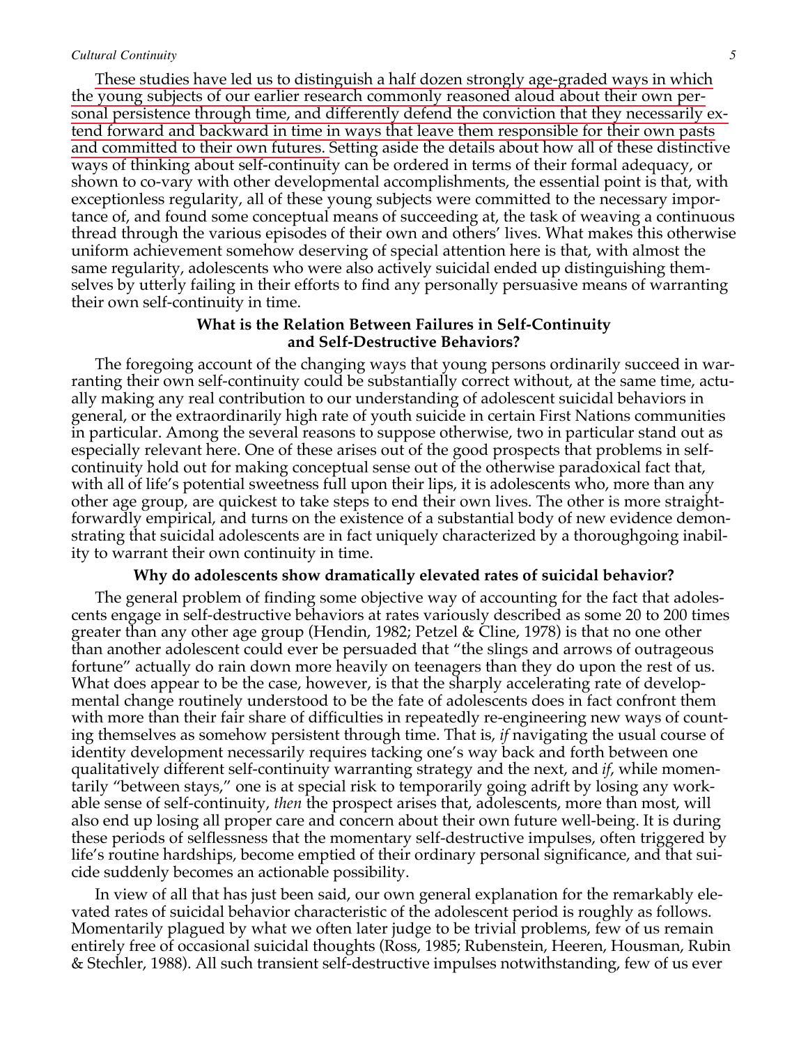These studies have led us to distinguish a half dozen strongly age-graded ways in which the young subjects of our earlier research commonly reasoned aloud about their own personal persistence through time, and differently defend the conviction that they necessarily extend forward and backward in time in ways that leave them responsible for their own pasts and committed to their own futures. Setting aside the details about how all of these distinctive ways of thinking about self-continuity can be ordered in terms of their formal adequacy, or shown to co-vary with other developmental accomplishments, the essential point is that, with exceptionless regularity, all of these young subjects were committed to the necessary importance of, and found some conceptual means of succeeding at, the task of weaving a continuous thread through the various episodes of their own and others' lives. What makes this otherwise uniform achievement somehow deserving of special attention here is that, with almost the same regularity, adolescents who were also actively suicidal ended up distinguishing themselves by utterly failing in their efforts to find any personally persuasive means of warranting their own self-continuity in time.

## What is the Relation Between Failures in Self-Continuity and Self-Destructive Behaviors?

The foregoing account of the changing ways that young persons ordinarily succeed in warranting their own self-continuity could be substantially correct without, at the same time, actually making any real contribution to our understanding of adolescent suicidal behaviors in general, or the extraordinarily high rate of youth suicide in certain First Nations communities in particular. Among the several reasons to suppose otherwise, two in particular stand out as especially relevant here. One of these arises out of the good prospects that problems in self-continuity hold out for making conceptual sense out of the otherwise paradoxical fact that, with all of life's potential sweetness full upon their lips, it is adolescents who, more than any other age group, are quickest to take steps to end their own lives. The other is more straightforwardly empirical, and turns on the existence of a substantial body of new evidence demonstrating that suicidal adolescents are in fact uniquely characterized by a thoroughgoing inability to warrant their own continuity in time.

### Why do adolescents show dramatically elevated rates of suicidal behavior?

The general problem of finding some objective way of accounting for the fact that adolescents engage in self-destructive behaviors at rates variously described as some 20 to 200 times greater than any other age group (Hendin, 1982; Petzel & Cline, 1978) is that no one other than another adolescent could ever be persuaded that "the slings and arrows of outrageous fortune" actually do rain down more heavily on teenagers than they do upon the rest of us. What does appear to be the case, however, is that the sharply accelerating rate of developmental change routinely understood to be the fate of adolescents does in fact confront them with more than their fair share of difficulties in repeatedly re-engineering new ways of counting themselves as somehow persistent through time. That is, *if* navigating the usual course of identity development necessarily requires tacking one's way back and forth between one qualitatively different self-continuity warranting strategy and the next, and *if*, while momentarily "between stays," one is at special risk to temporarily going adrift by losing any workable sense of self-continuity, *then* the prospect arises that, adolescents, more than most, will also end up losing all proper care and concern about their own future well-being. It is during these periods of selflessness that the momentary self-destructive impulses, often triggered by life's routine hardships, become emptied of their ordinary personal significance, and that suicide suddenly becomes an actionable possibility.

In view of all that has just been said, our own general explanation for the remarkably elevated rates of suicidal behavior characteristic of the adolescent period is roughly as follows. Momentarily plagued by what we often later judge to be trivial problems, few of us remain entirely free of occasional suicidal thoughts (Ross, 1985; Rubenstein, Heeren, Housman, Rubin & Stechler, 1988). All such transient self-destructive impulses notwithstanding, few of us ever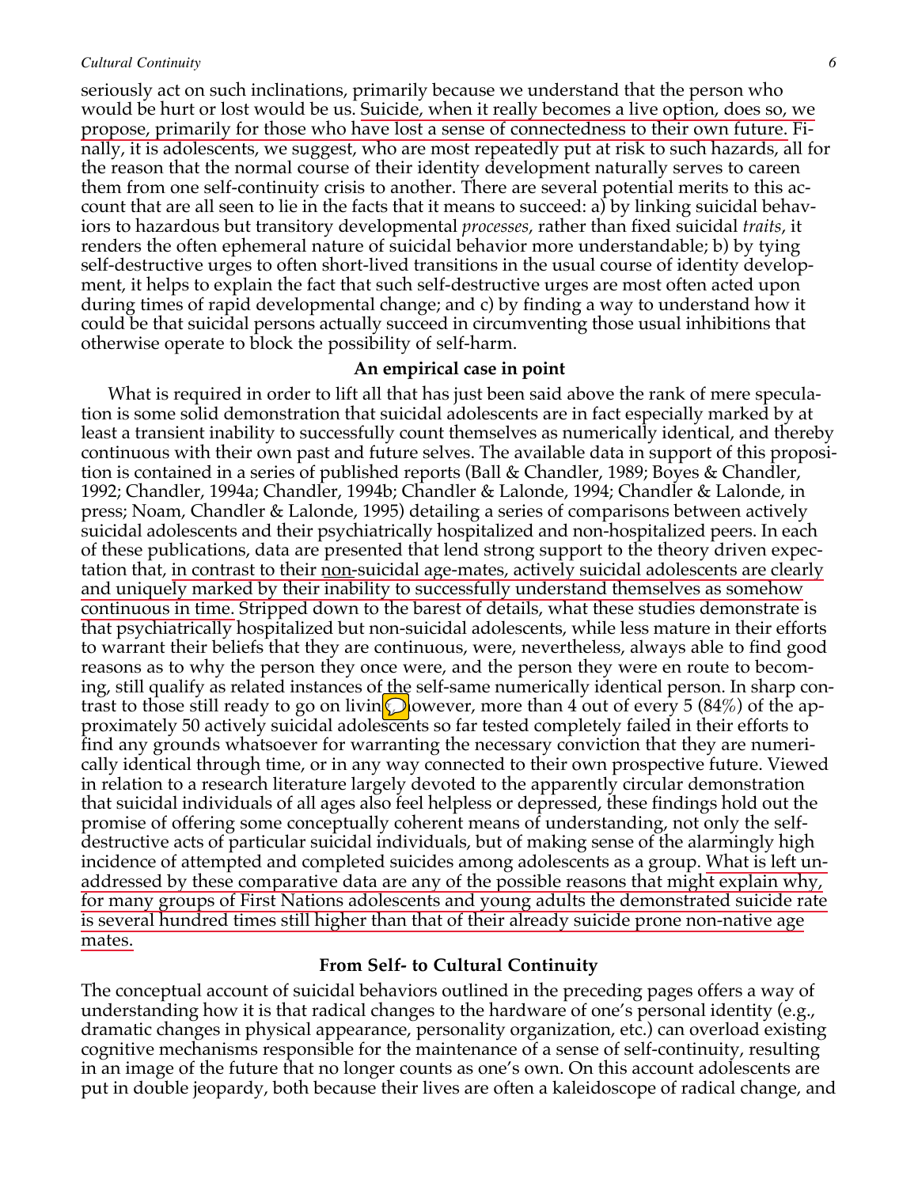seriously act on such inclinations, primarily because we understand that the person who would be hurt or lost would be us. Suicide, when it really becomes a live option, does so, we propose, primarily for those who have lost a sense of connectedness to their own future. Finally, it is adolescents, we suggest, who are most repeatedly put at risk to such hazards, all for the reason that the normal course of their identity development naturally serves to careen them from one self-continuity crisis to another. There are several potential merits to this account that are all seen to lie in the facts that it means to succeed: a) by linking suicidal behaviors to hazardous but transitory developmental *processes*, rather than fixed suicidal *traits*, it renders the often ephemeral nature of suicidal behavior more understandable; b) by tying self-destructive urges to often short-lived transitions in the usual course of identity development, it helps to explain the fact that such self-destructive urges are most often acted upon during times of rapid developmental change; and c) by finding a way to understand how it could be that suicidal persons actually succeed in circumventing those usual inhibitions that otherwise operate to block the possibility of self-harm.

### An empirical case in point

What is required in order to lift all that has just been said above the rank of mere speculation is some solid demonstration that suicidal adolescents are in fact especially marked by at least a transient inability to successfully count themselves as numerically identical, and thereby continuous with their own past and future selves. The available data in support of this proposition is contained in a series of published reports (Ball & Chandler, 1989; Boyes & Chandler, 1992; Chandler, 1994a; Chandler, 1994b; Chandler & Lalonde, 1994; Chandler & Lalonde, in press; Noam, Chandler & Lalonde, 1995) detailing a series of comparisons between actively suicidal adolescents and their psychiatrically hospitalized and non-hospitalized peers. In each of these publications, data are presented that lend strong support to the theory driven expectation that, in contrast to their non-suicidal age-mates, actively suicidal adolescents are clearly and uniquely marked by their inability to successfully understand themselves as somehow continuous in time. Stripped down to the barest of details, what these studies demonstrate is that psychiatrically hospitalized but non-suicidal adolescents, while less mature in their efforts to warrant their beliefs that they are continuous, were, nevertheless, always able to find good reasons as to why the person they once were, and the person they were en route to becoming, still qualify as related instances of the self-same numerically identical person. In sharp contrast to those still ready to go on living, however, more than 4 out of every 5 (84%) of the approximately 50 actively suicidal adolescents so far tested completely failed in their efforts to find any grounds whatsoever for warranting the necessary conviction that they are numerically identical through time, or in any way connected to their own prospective future. Viewed in relation to a research literature largely devoted to the apparently circular demonstration that suicidal individuals of all ages also feel helpless or depressed, these findings hold out the promise of offering some conceptually coherent means of understanding, not only the self-destructive acts of particular suicidal individuals, but of making sense of the alarmingly high incidence of attempted and completed suicides among adolescents as a group. What is left unaddressed by these comparative data are any of the possible reasons that might explain why, for many groups of First Nations adolescents and young adults the demonstrated suicide rate is several hundred times still higher than that of their already suicide prone non-native age mates.

### From Self- to Cultural Continuity

The conceptual account of suicidal behaviors outlined in the preceding pages offers a way of understanding how it is that radical changes to the hardware of one's personal identity (e.g., dramatic changes in physical appearance, personality organization, etc.) can overload existing cognitive mechanisms responsible for the maintenance of a sense of self-continuity, resulting in an image of the future that no longer counts as one's own. On this account adolescents are put in double jeopardy, both because their lives are often a kaleidoscope of radical change, and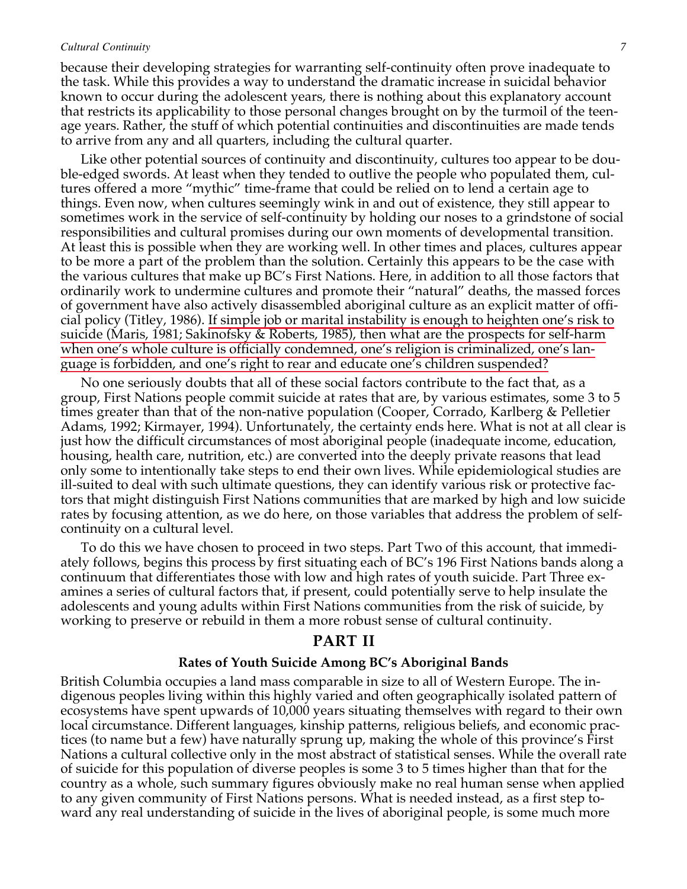because their developing strategies for warranting self-continuity often prove inadequate to the task. While this provides a way to understand the dramatic increase in suicidal behavior known to occur during the adolescent years, there is nothing about this explanatory account that restricts its applicability to those personal changes brought on by the turmoil of the teenage years. Rather, the stuff of which potential continuities and discontinuities are made tends to arrive from any and all quarters, including the cultural quarter.

Like other potential sources of continuity and discontinuity, cultures too appear to be double-edged swords. At least when they tended to outlive the people who populated them, cultures offered a more "mythic" time-frame that could be relied on to lend a certain age to things. Even now, when cultures seemingly wink in and out of existence, they still appear to sometimes work in the service of self-continuity by holding our noses to a grindstone of social responsibilities and cultural promises during our own moments of developmental transition. At least this is possible when they are working well. In other times and places, cultures appear to be more a part of the problem than the solution. Certainly this appears to be the case with the various cultures that make up BC's First Nations. Here, in addition to all those factors that ordinarily work to undermine cultures and promote their "natural" deaths, the massed forces of government have also actively disassembled aboriginal culture as an explicit matter of official policy (Titley, 1986). If simple job or marital instability is enough to heighten one's risk to suicide (Maris, 1981; Sakinofsky & Roberts, 1985), then what are the prospects for self-harm when one's whole culture is officially condemned, one's religion is criminalized, one's language is forbidden, and one's right to rear and educate one's children suspended?

No one seriously doubts that all of these social factors contribute to the fact that, as a group, First Nations people commit suicide at rates that are, by various estimates, some 3 to 5 times greater than that of the non-native population (Cooper, Corrado, Karlberg & Pelletier Adams, 1992; Kirmayer, 1994). Unfortunately, the certainty ends here. What is not at all clear is just how the difficult circumstances of most aboriginal people (inadequate income, education, housing, health care, nutrition, etc.) are converted into the deeply private reasons that lead only some to intentionally take steps to end their own lives. While epidemiological studies are ill-suited to deal with such ultimate questions, they can identify various risk or protective factors that might distinguish First Nations communities that are marked by high and low suicide rates by focusing attention, as we do here, on those variables that address the problem of self-continuity on a cultural level.

To do this we have chosen to proceed in two steps. Part Two of this account, that immediately follows, begins this process by first situating each of BC's 196 First Nations bands along a continuum that differentiates those with low and high rates of youth suicide. Part Three examines a series of cultural factors that, if present, could potentially serve to help insulate the adolescents and young adults within First Nations communities from the risk of suicide, by working to preserve or rebuild in them a more robust sense of cultural continuity.

## PART II

### Rates of Youth Suicide Among BC's Aboriginal Bands

British Columbia occupies a land mass comparable in size to all of Western Europe. The indigenous peoples living within this highly varied and often geographically isolated pattern of ecosystems have spent upwards of 10,000 years situating themselves with regard to their own local circumstance. Different languages, kinship patterns, religious beliefs, and economic practices (to name but a few) have naturally sprung up, making the whole of this province's First Nations a cultural collective only in the most abstract of statistical senses. While the overall rate of suicide for this population of diverse peoples is some 3 to 5 times higher than that for the country as a whole, such summary figures obviously make no real human sense when applied to any given community of First Nations persons. What is needed instead, as a first step toward any real understanding of suicide in the lives of aboriginal people, is some much more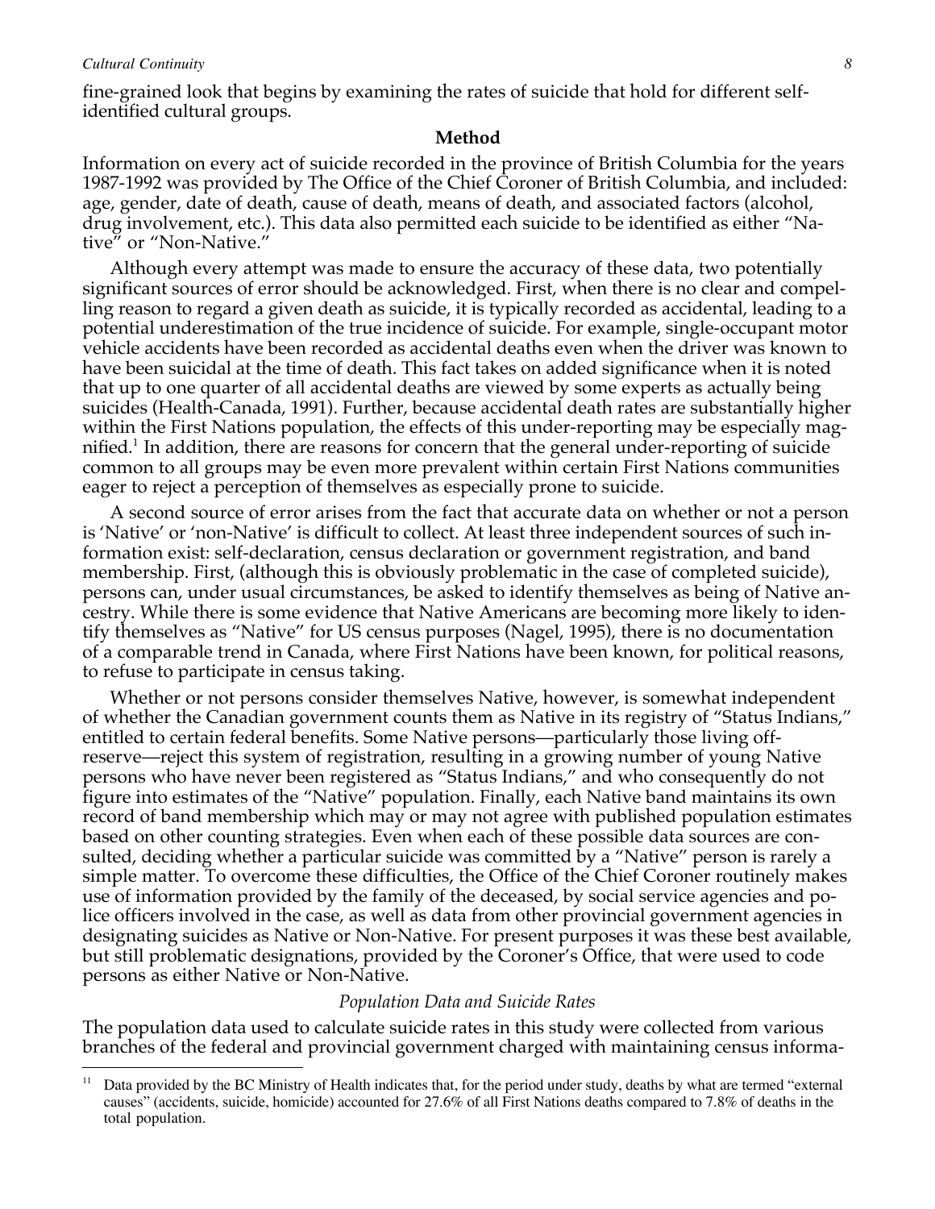fine-grained look that begins by examining the rates of suicide that hold for different self-identified cultural groups.

## Method

Information on every act of suicide recorded in the province of British Columbia for the years 1987-1992 was provided by The Office of the Chief Coroner of British Columbia, and included: age, gender, date of death, cause of death, means of death, and associated factors (alcohol, drug involvement, etc.). This data also permitted each suicide to be identified as either "Native" or "Non-Native."

Although every attempt was made to ensure the accuracy of these data, two potentially significant sources of error should be acknowledged. First, when there is no clear and compelling reason to regard a given death as suicide, it is typically recorded as accidental, leading to a potential underestimation of the true incidence of suicide. For example, single-occupant motor vehicle accidents have been recorded as accidental deaths even when the driver was known to have been suicidal at the time of death. This fact takes on added significance when it is noted that up to one quarter of all accidental deaths are viewed by some experts as actually being suicides (Health-Canada, 1991). Further, because accidental death rates are substantially higher within the First Nations population, the effects of this under-reporting may be especially magnified.[1] In addition, there are reasons for concern that the general under-reporting of suicide common to all groups may be even more prevalent within certain First Nations communities eager to reject a perception of themselves as especially prone to suicide.

A second source of error arises from the fact that accurate data on whether or not a person is 'Native' or 'non-Native' is difficult to collect. At least three independent sources of such information exist: self-declaration, census declaration or government registration, and band membership. First, (although this is obviously problematic in the case of completed suicide), persons can, under usual circumstances, be asked to identify themselves as being of Native ancestry. While there is some evidence that Native Americans are becoming more likely to identify themselves as "Native" for US census purposes (Nagel, 1995), there is no documentation of a comparable trend in Canada, where First Nations have been known, for political reasons, to refuse to participate in census taking.

Whether or not persons consider themselves Native, however, is somewhat independent of whether the Canadian government counts them as Native in its registry of "Status Indians," entitled to certain federal benefits. Some Native persons—particularly those living off-reserve—reject this system of registration, resulting in a growing number of young Native persons who have never been registered as "Status Indians," and who consequently do not figure into estimates of the "Native" population. Finally, each Native band maintains its own record of band membership which may or may not agree with published population estimates based on other counting strategies. Even when each of these possible data sources are consulted, deciding whether a particular suicide was committed by a "Native" person is rarely a simple matter. To overcome these difficulties, the Office of the Chief Coroner routinely makes use of information provided by the family of the deceased, by social service agencies and police officers involved in the case, as well as data from other provincial government agencies in designating suicides as Native or Non-Native. For present purposes it was these best available, but still problematic designations, provided by the Coroner's Office, that were used to code persons as either Native or Non-Native.

### *Population Data and Suicide Rates*

The population data used to calculate suicide rates in this study were collected from various branches of the federal and provincial government charged with maintaining census informa-

---

[11] Data provided by the BC Ministry of Health indicates that, for the period under study, deaths by what are termed "external causes" (accidents, suicide, homicide) accounted for 27.6% of all First Nations deaths compared to 7.8% of deaths in the total population.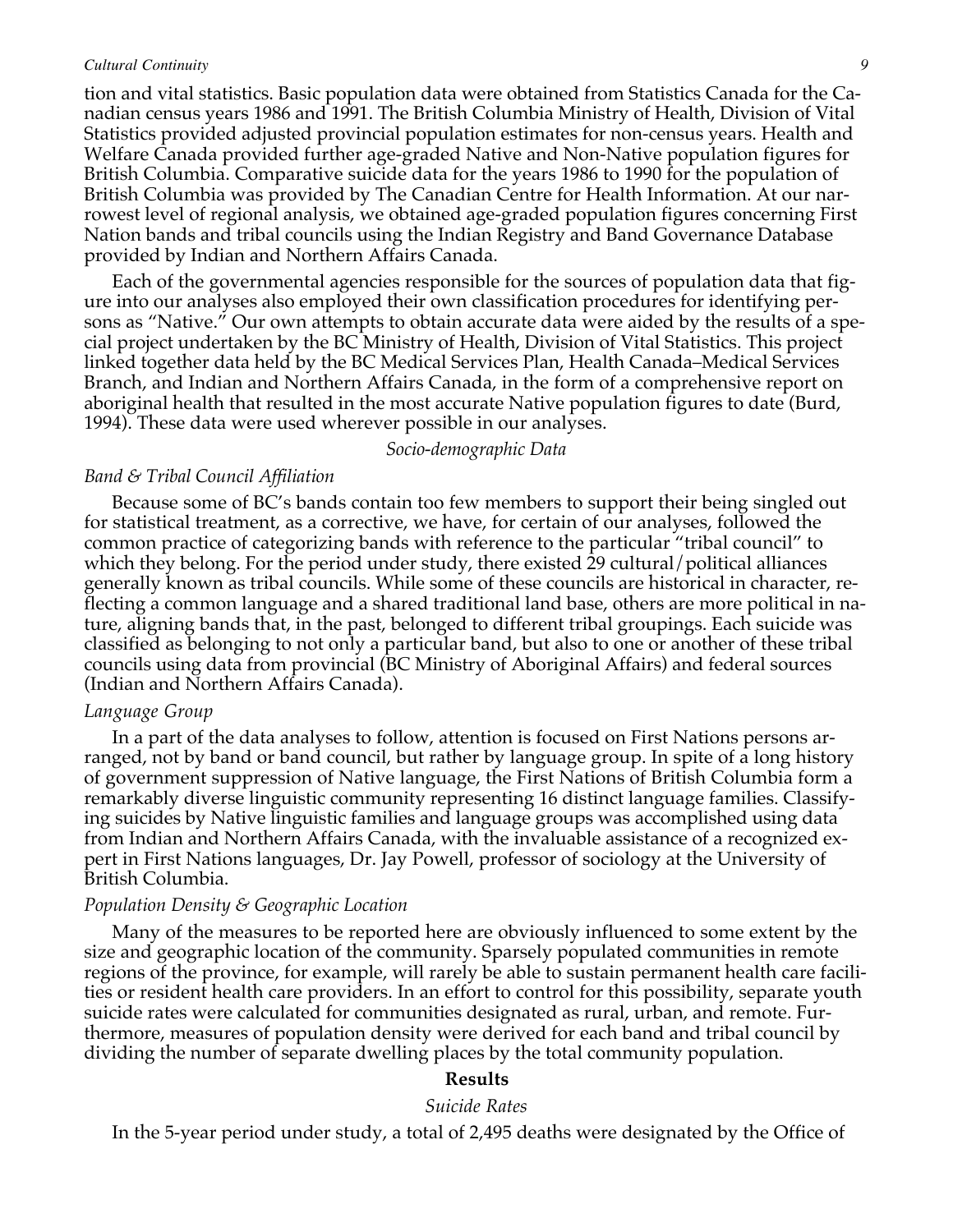tion and vital statistics. Basic population data were obtained from Statistics Canada for the Canadian census years 1986 and 1991. The British Columbia Ministry of Health, Division of Vital Statistics provided adjusted provincial population estimates for non-census years. Health and Welfare Canada provided further age-graded Native and Non-Native population figures for British Columbia. Comparative suicide data for the years 1986 to 1990 for the population of British Columbia was provided by The Canadian Centre for Health Information. At our narrowest level of regional analysis, we obtained age-graded population figures concerning First Nation bands and tribal councils using the Indian Registry and Band Governance Database provided by Indian and Northern Affairs Canada.

Each of the governmental agencies responsible for the sources of population data that figure into our analyses also employed their own classification procedures for identifying persons as "Native." Our own attempts to obtain accurate data were aided by the results of a special project undertaken by the BC Ministry of Health, Division of Vital Statistics. This project linked together data held by the BC Medical Services Plan, Health Canada–Medical Services Branch, and Indian and Northern Affairs Canada, in the form of a comprehensive report on aboriginal health that resulted in the most accurate Native population figures to date (Burd, 1994). These data were used wherever possible in our analyses.

### *Socio-demographic Data*

#### *Band & Tribal Council Affiliation*

Because some of BC's bands contain too few members to support their being singled out for statistical treatment, as a corrective, we have, for certain of our analyses, followed the common practice of categorizing bands with reference to the particular "tribal council" to which they belong. For the period under study, there existed 29 cultural/political alliances generally known as tribal councils. While some of these councils are historical in character, reflecting a common language and a shared traditional land base, others are more political in nature, aligning bands that, in the past, belonged to different tribal groupings. Each suicide was classified as belonging to not only a particular band, but also to one or another of these tribal councils using data from provincial (BC Ministry of Aboriginal Affairs) and federal sources (Indian and Northern Affairs Canada).

#### *Language Group*

In a part of the data analyses to follow, attention is focused on First Nations persons arranged, not by band or band council, but rather by language group. In spite of a long history of government suppression of Native language, the First Nations of British Columbia form a remarkably diverse linguistic community representing 16 distinct language families. Classifying suicides by Native linguistic families and language groups was accomplished using data from Indian and Northern Affairs Canada, with the invaluable assistance of a recognized expert in First Nations languages, Dr. Jay Powell, professor of sociology at the University of British Columbia.

#### *Population Density & Geographic Location*

Many of the measures to be reported here are obviously influenced to some extent by the size and geographic location of the community. Sparsely populated communities in remote regions of the province, for example, will rarely be able to sustain permanent health care facilities or resident health care providers. In an effort to control for this possibility, separate youth suicide rates were calculated for communities designated as rural, urban, and remote. Furthermore, measures of population density were derived for each band and tribal council by dividing the number of separate dwelling places by the total community population.

## **Results**

### *Suicide Rates*

In the 5-year period under study, a total of 2,495 deaths were designated by the Office of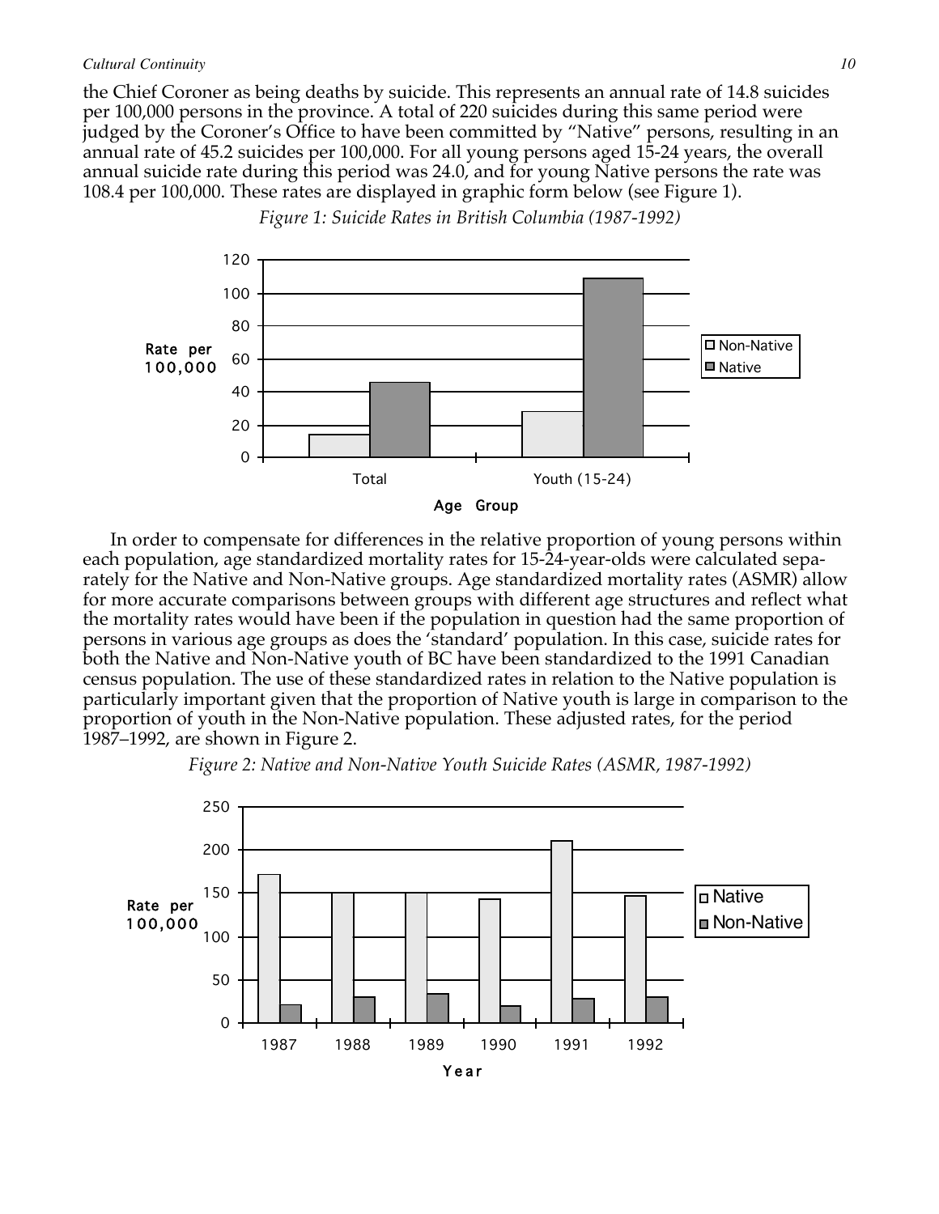the Chief Coroner as being deaths by suicide. This represents an annual rate of 14.8 suicides per 100,000 persons in the province. A total of 220 suicides during this same period were judged by the Coroner's Office to have been committed by "Native" persons, resulting in an annual rate of 45.2 suicides per 100,000. For all young persons aged 15-24 years, the overall annual suicide rate during this period was 24.0, and for young Native persons the rate was 108.4 per 100,000. These rates are displayed in graphic form below (see Figure 1).

*Figure 1: Suicide Rates in British Columbia (1987-1992)*

In order to compensate for differences in the relative proportion of young persons within each population, age standardized mortality rates for 15-24-year-olds were calculated separately for the Native and Non-Native groups. Age standardized mortality rates (ASMR) allow for more accurate comparisons between groups with different age structures and reflect what the mortality rates would have been if the population in question had the same proportion of persons in various age groups as does the 'standard' population. In this case, suicide rates for both the Native and Non-Native youth of BC have been standardized to the 1991 Canadian census population. The use of these standardized rates in relation to the Native population is particularly important given that the proportion of Native youth is large in comparison to the proportion of youth in the Non-Native population. These adjusted rates, for the period 1987–1992, are shown in Figure 2.

*Figure 2: Native and Non-Native Youth Suicide Rates (ASMR, 1987-1992)*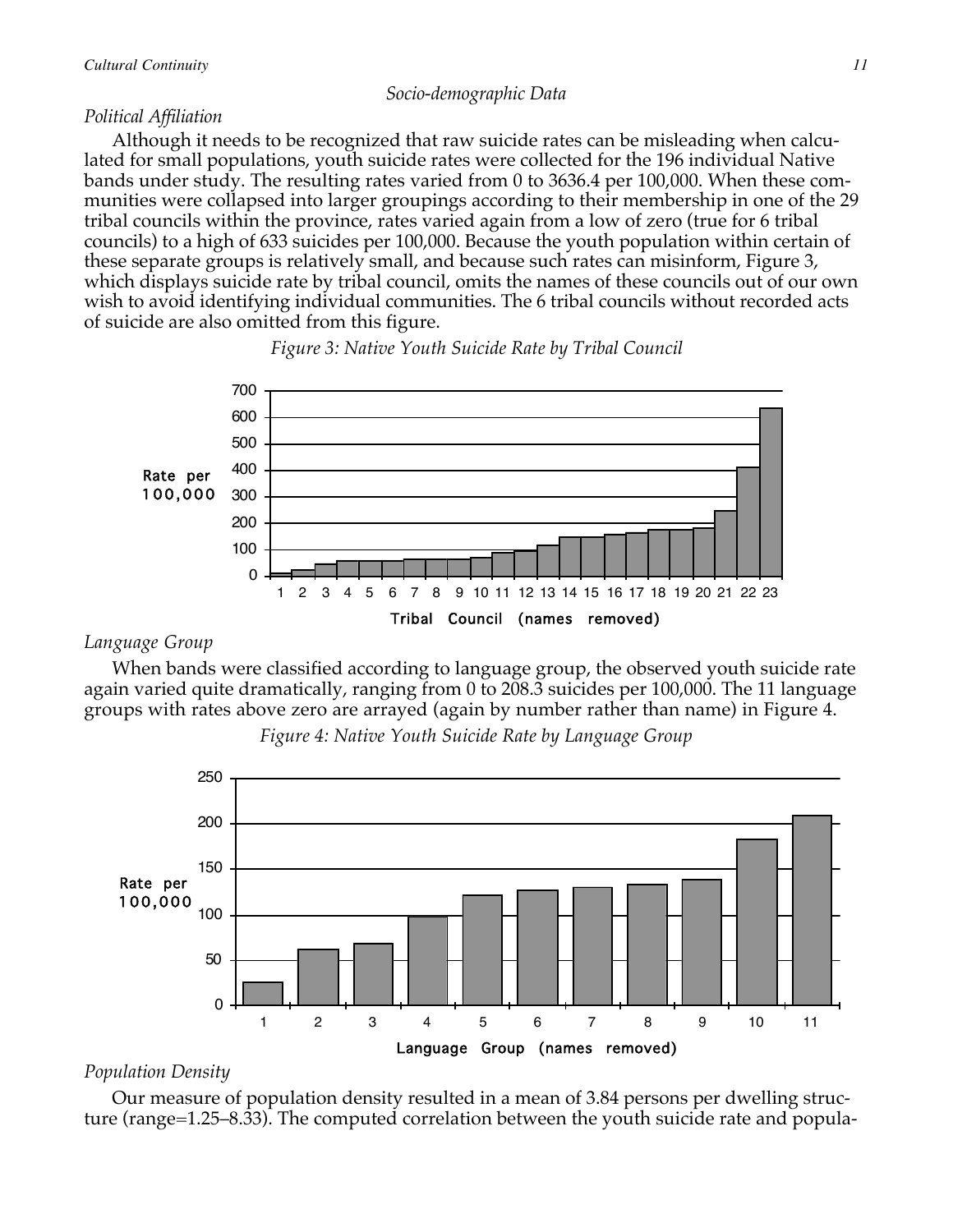### Socio-demographic Data

*Political Affiliation*

Although it needs to be recognized that raw suicide rates can be misleading when calculated for small populations, youth suicide rates were collected for the 196 individual Native bands under study. The resulting rates varied from 0 to 3636.4 per 100,000. When these communities were collapsed into larger groupings according to their membership in one of the 29 tribal councils within the province, rates varied again from a low of zero (true for 6 tribal councils) to a high of 633 suicides per 100,000. Because the youth population within certain of these separate groups is relatively small, and because such rates can misinform, Figure 3, which displays suicide rate by tribal council, omits the names of these councils out of our own wish to avoid identifying individual communities. The 6 tribal councils without recorded acts of suicide are also omitted from this figure.

*Figure 3: Native Youth Suicide Rate by Tribal Council*

*Language Group*

When bands were classified according to language group, the observed youth suicide rate again varied quite dramatically, ranging from 0 to 208.3 suicides per 100,000. The 11 language groups with rates above zero are arrayed (again by number rather than name) in Figure 4.

*Figure 4: Native Youth Suicide Rate by Language Group*

*Population Density*

Our measure of population density resulted in a mean of 3.84 persons per dwelling structure (range=1.25–8.33). The computed correlation between the youth suicide rate and popula-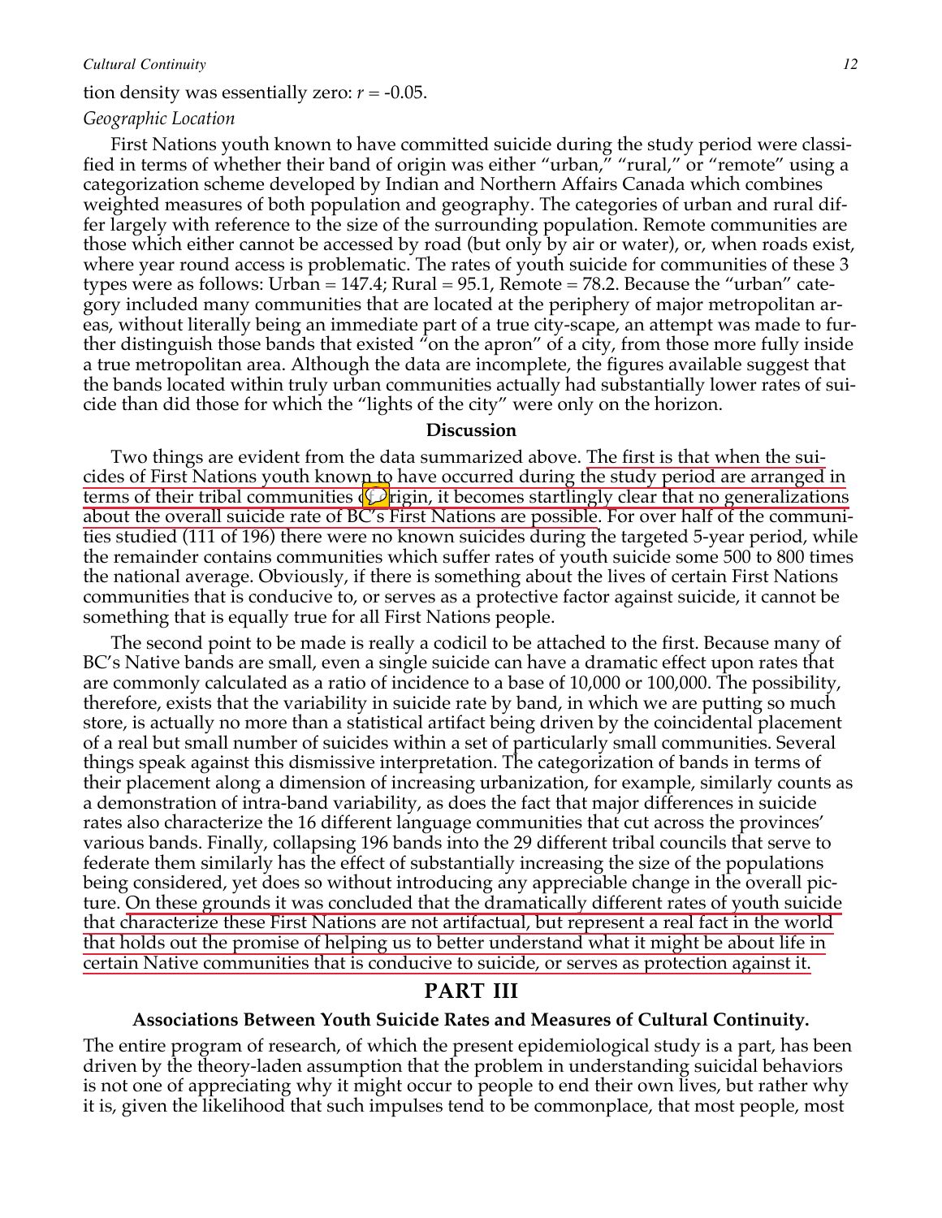tion density was essentially zero: $r = -0.05$.

*Geographic Location*

First Nations youth known to have committed suicide during the study period were classified in terms of whether their band of origin was either "urban," "rural," or "remote" using a categorization scheme developed by Indian and Northern Affairs Canada which combines weighted measures of both population and geography. The categories of urban and rural differ largely with reference to the size of the surrounding population. Remote communities are those which either cannot be accessed by road (but only by air or water), or, when roads exist, where year round access is problematic. The rates of youth suicide for communities of these 3 types were as follows: Urban = 147.4; Rural = 95.1, Remote = 78.2. Because the "urban" category included many communities that are located at the periphery of major metropolitan areas, without literally being an immediate part of a true city-scape, an attempt was made to further distinguish those bands that existed "on the apron" of a city, from those more fully inside a true metropolitan area. Although the data are incomplete, the figures available suggest that the bands located within truly urban communities actually had substantially lower rates of suicide than did those for which the "lights of the city" were only on the horizon.

**Discussion**

Two things are evident from the data summarized above. The first is that when the suicides of First Nations youth known to have occurred during the study period are arranged in terms of their tribal communities of origin, it becomes startlingly clear that no generalizations about the overall suicide rate of BC's First Nations are possible. For over half of the communities studied (111 of 196) there were no known suicides during the targeted 5-year period, while the remainder contains communities which suffer rates of youth suicide some 500 to 800 times the national average. Obviously, if there is something about the lives of certain First Nations communities that is conducive to, or serves as a protective factor against suicide, it cannot be something that is equally true for all First Nations people.

The second point to be made is really a codicil to be attached to the first. Because many of BC's Native bands are small, even a single suicide can have a dramatic effect upon rates that are commonly calculated as a ratio of incidence to a base of 10,000 or 100,000. The possibility, therefore, exists that the variability in suicide rate by band, in which we are putting so much store, is actually no more than a statistical artifact being driven by the coincidental placement of a real but small number of suicides within a set of particularly small communities. Several things speak against this dismissive interpretation. The categorization of bands in terms of their placement along a dimension of increasing urbanization, for example, similarly counts as a demonstration of intra-band variability, as does the fact that major differences in suicide rates also characterize the 16 different language communities that cut across the provinces' various bands. Finally, collapsing 196 bands into the 29 different tribal councils that serve to federate them similarly has the effect of substantially increasing the size of the populations being considered, yet does so without introducing any appreciable change in the overall picture. On these grounds it was concluded that the dramatically different rates of youth suicide that characterize these First Nations are not artifactual, but represent a real fact in the world that holds out the promise of helping us to better understand what it might be about life in certain Native communities that is conducive to suicide, or serves as protection against it.

## PART III

### Associations Between Youth Suicide Rates and Measures of Cultural Continuity.

The entire program of research, of which the present epidemiological study is a part, has been driven by the theory-laden assumption that the problem in understanding suicidal behaviors is not one of appreciating why it might occur to people to end their own lives, but rather why it is, given the likelihood that such impulses tend to be commonplace, that most people, most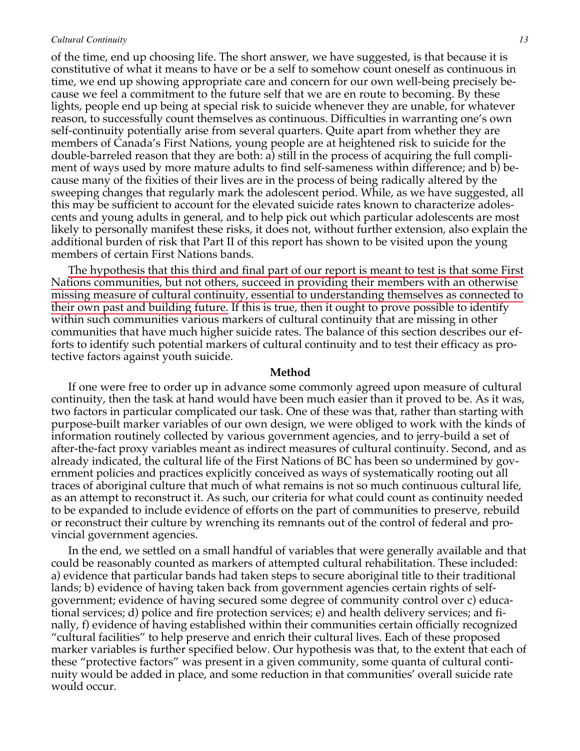of the time, end up choosing life. The short answer, we have suggested, is that because it is constitutive of what it means to have or be a self to somehow count oneself as continuous in time, we end up showing appropriate care and concern for our own well-being precisely because we feel a commitment to the future self that we are en route to becoming. By these lights, people end up being at special risk to suicide whenever they are unable, for whatever reason, to successfully count themselves as continuous. Difficulties in warranting one's own self-continuity potentially arise from several quarters. Quite apart from whether they are members of Canada's First Nations, young people are at heightened risk to suicide for the double-barreled reason that they are both: a) still in the process of acquiring the full compliment of ways used by more mature adults to find self-sameness within difference; and b) because many of the fixities of their lives are in the process of being radically altered by the sweeping changes that regularly mark the adolescent period. While, as we have suggested, all this may be sufficient to account for the elevated suicide rates known to characterize adolescents and young adults in general, and to help pick out which particular adolescents are most likely to personally manifest these risks, it does not, without further extension, also explain the additional burden of risk that Part II of this report has shown to be visited upon the young members of certain First Nations bands.

The hypothesis that this third and final part of our report is meant to test is that some First Nations communities, but not others, succeed in providing their members with an otherwise missing measure of cultural continuity, essential to understanding themselves as connected to their own past and building future. If this is true, then it ought to prove possible to identify within such communities various markers of cultural continuity that are missing in other communities that have much higher suicide rates. The balance of this section describes our efforts to identify such potential markers of cultural continuity and to test their efficacy as protective factors against youth suicide.

### Method

If one were free to order up in advance some commonly agreed upon measure of cultural continuity, then the task at hand would have been much easier than it proved to be. As it was, two factors in particular complicated our task. One of these was that, rather than starting with purpose-built marker variables of our own design, we were obliged to work with the kinds of information routinely collected by various government agencies, and to jerry-build a set of after-the-fact proxy variables meant as indirect measures of cultural continuity. Second, and as already indicated, the cultural life of the First Nations of BC has been so undermined by government policies and practices explicitly conceived as ways of systematically rooting out all traces of aboriginal culture that much of what remains is not so much continuous cultural life, as an attempt to reconstruct it. As such, our criteria for what could count as continuity needed to be expanded to include evidence of efforts on the part of communities to preserve, rebuild or reconstruct their culture by wrenching its remnants out of the control of federal and provincial government agencies.

In the end, we settled on a small handful of variables that were generally available and that could be reasonably counted as markers of attempted cultural rehabilitation. These included: a) evidence that particular bands had taken steps to secure aboriginal title to their traditional lands; b) evidence of having taken back from government agencies certain rights of self-government; evidence of having secured some degree of community control over c) educational services; d) police and fire protection services; e) and health delivery services; and finally, f) evidence of having established within their communities certain officially recognized "cultural facilities" to help preserve and enrich their cultural lives. Each of these proposed marker variables is further specified below. Our hypothesis was that, to the extent that each of these "protective factors" was present in a given community, some quanta of cultural continuity would be added in place, and some reduction in that communities' overall suicide rate would occur.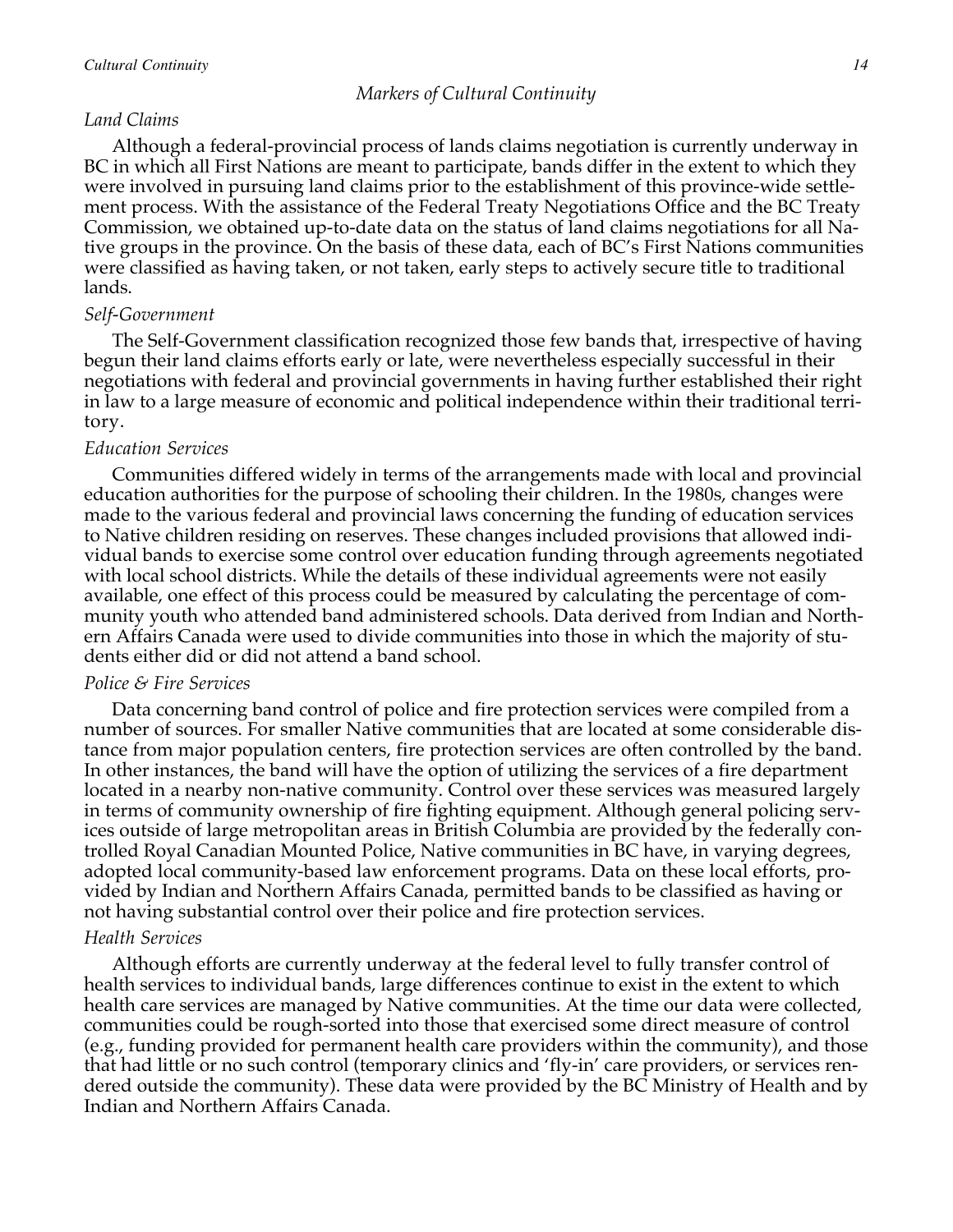## *Markers of Cultural Continuity*

### *Land Claims*

Although a federal-provincial process of lands claims negotiation is currently underway in BC in which all First Nations are meant to participate, bands differ in the extent to which they were involved in pursuing land claims prior to the establishment of this province-wide settlement process. With the assistance of the Federal Treaty Negotiations Office and the BC Treaty Commission, we obtained up-to-date data on the status of land claims negotiations for all Native groups in the province. On the basis of these data, each of BC's First Nations communities were classified as having taken, or not taken, early steps to actively secure title to traditional lands.

### *Self-Government*

The Self-Government classification recognized those few bands that, irrespective of having begun their land claims efforts early or late, were nevertheless especially successful in their negotiations with federal and provincial governments in having further established their right in law to a large measure of economic and political independence within their traditional territory.

### *Education Services*

Communities differed widely in terms of the arrangements made with local and provincial education authorities for the purpose of schooling their children. In the 1980s, changes were made to the various federal and provincial laws concerning the funding of education services to Native children residing on reserves. These changes included provisions that allowed individual bands to exercise some control over education funding through agreements negotiated with local school districts. While the details of these individual agreements were not easily available, one effect of this process could be measured by calculating the percentage of community youth who attended band administered schools. Data derived from Indian and Northern Affairs Canada were used to divide communities into those in which the majority of students either did or did not attend a band school.

### *Police & Fire Services*

Data concerning band control of police and fire protection services were compiled from a number of sources. For smaller Native communities that are located at some considerable distance from major population centers, fire protection services are often controlled by the band. In other instances, the band will have the option of utilizing the services of a fire department located in a nearby non-native community. Control over these services was measured largely in terms of community ownership of fire fighting equipment. Although general policing services outside of large metropolitan areas in British Columbia are provided by the federally controlled Royal Canadian Mounted Police, Native communities in BC have, in varying degrees, adopted local community-based law enforcement programs. Data on these local efforts, provided by Indian and Northern Affairs Canada, permitted bands to be classified as having or not having substantial control over their police and fire protection services.

### *Health Services*

Although efforts are currently underway at the federal level to fully transfer control of health services to individual bands, large differences continue to exist in the extent to which health care services are managed by Native communities. At the time our data were collected, communities could be rough-sorted into those that exercised some direct measure of control (e.g., funding provided for permanent health care providers within the community), and those that had little or no such control (temporary clinics and 'fly-in' care providers, or services rendered outside the community). These data were provided by the BC Ministry of Health and by Indian and Northern Affairs Canada.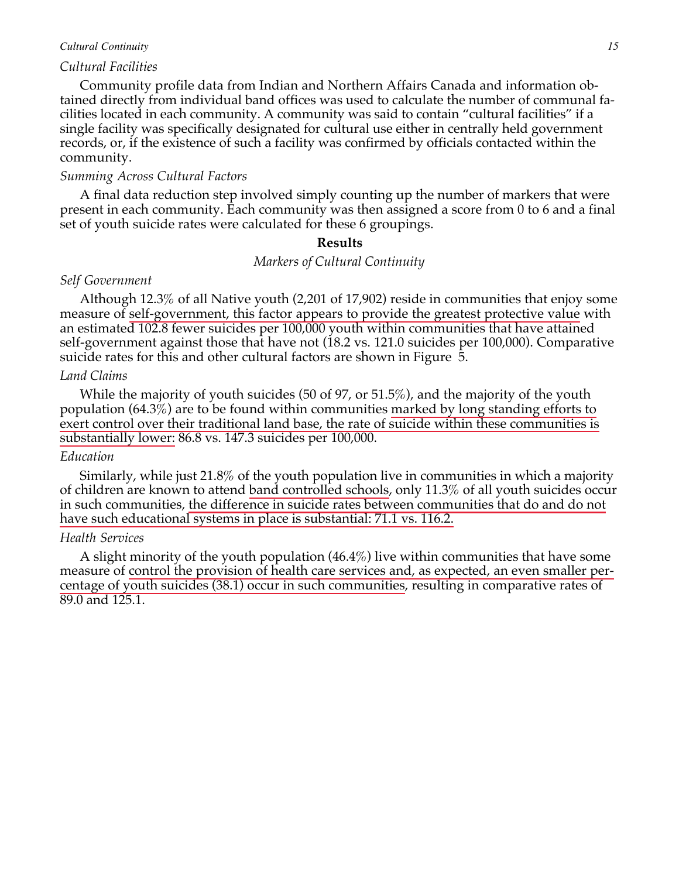*Cultural Facilities*

Community profile data from Indian and Northern Affairs Canada and information obtained directly from individual band offices was used to calculate the number of communal facilities located in each community. A community was said to contain "cultural facilities" if a single facility was specifically designated for cultural use either in centrally held government records, or, if the existence of such a facility was confirmed by officials contacted within the community.

*Summing Across Cultural Factors*

A final data reduction step involved simply counting up the number of markers that were present in each community. Each community was then assigned a score from 0 to 6 and a final set of youth suicide rates were calculated for these 6 groupings.

## Results

### *Markers of Cultural Continuity*

*Self Government*

Although 12.3% of all Native youth (2,201 of 17,902) reside in communities that enjoy some measure of self-government, this factor appears to provide the greatest protective value with an estimated 102.8 fewer suicides per 100,000 youth within communities that have attained self-government against those that have not (18.2 vs. 121.0 suicides per 100,000). Comparative suicide rates for this and other cultural factors are shown in Figure 5.

*Land Claims*

While the majority of youth suicides (50 of 97, or 51.5%), and the majority of the youth population (64.3%) are to be found within communities marked by long standing efforts to exert control over their traditional land base, the rate of suicide within these communities is substantially lower: 86.8 vs. 147.3 suicides per 100,000.

*Education*

Similarly, while just 21.8% of the youth population live in communities in which a majority of children are known to attend band controlled schools, only 11.3% of all youth suicides occur in such communities, the difference in suicide rates between communities that do and do not have such educational systems in place is substantial: 71.1 vs. 116.2.

*Health Services*

A slight minority of the youth population (46.4%) live within communities that have some measure of control the provision of health care services and, as expected, an even smaller percentage of youth suicides (38.1) occur in such communities, resulting in comparative rates of 89.0 and 125.1.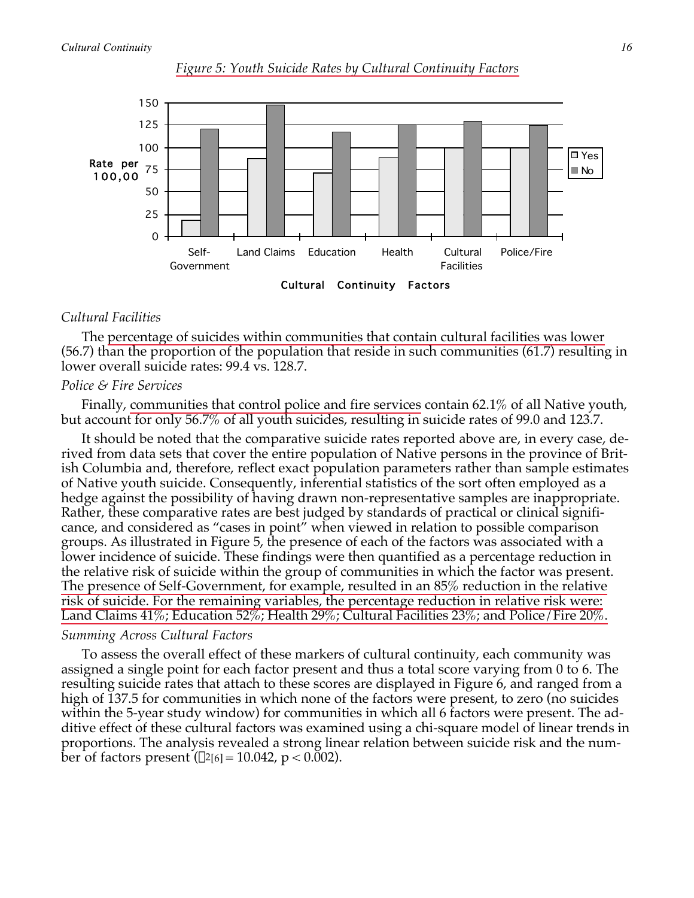*Figure 5: Youth Suicide Rates by Cultural Continuity Factors*

*Cultural Facilities*

The percentage of suicides within communities that contain cultural facilities was lower (56.7) than the proportion of the population that reside in such communities (61.7) resulting in lower overall suicide rates: 99.4 vs. 128.7.

*Police & Fire Services*

Finally, communities that control police and fire services contain 62.1% of all Native youth, but account for only 56.7% of all youth suicides, resulting in suicide rates of 99.0 and 123.7.

It should be noted that the comparative suicide rates reported above are, in every case, derived from data sets that cover the entire population of Native persons in the province of British Columbia and, therefore, reflect exact population parameters rather than sample estimates of Native youth suicide. Consequently, inferential statistics of the sort often employed as a hedge against the possibility of having drawn non-representative samples are inappropriate. Rather, these comparative rates are best judged by standards of practical or clinical significance, and considered as "cases in point" when viewed in relation to possible comparison groups. As illustrated in Figure 5, the presence of each of the factors was associated with a lower incidence of suicide. These findings were then quantified as a percentage reduction in the relative risk of suicide within the group of communities in which the factor was present. The presence of Self-Government, for example, resulted in an 85% reduction in the relative risk of suicide. For the remaining variables, the percentage reduction in relative risk were: Land Claims 41%; Education 52%; Health 29%; Cultural Facilities 23%; and Police/Fire 20%.

*Summing Across Cultural Factors*

To assess the overall effect of these markers of cultural continuity, each community was assigned a single point for each factor present and thus a total score varying from 0 to 6. The resulting suicide rates that attach to these scores are displayed in Figure 6, and ranged from a high of 137.5 for communities in which none of the factors were present, to zero (no suicides within the 5-year study window) for communities in which all 6 factors were present. The additive effect of these cultural factors was examined using a chi-square model of linear trends in proportions. The analysis revealed a strong linear relation between suicide risk and the number of factors present ($\chi^2_{[6]} = 10.042$, $p < 0.002$).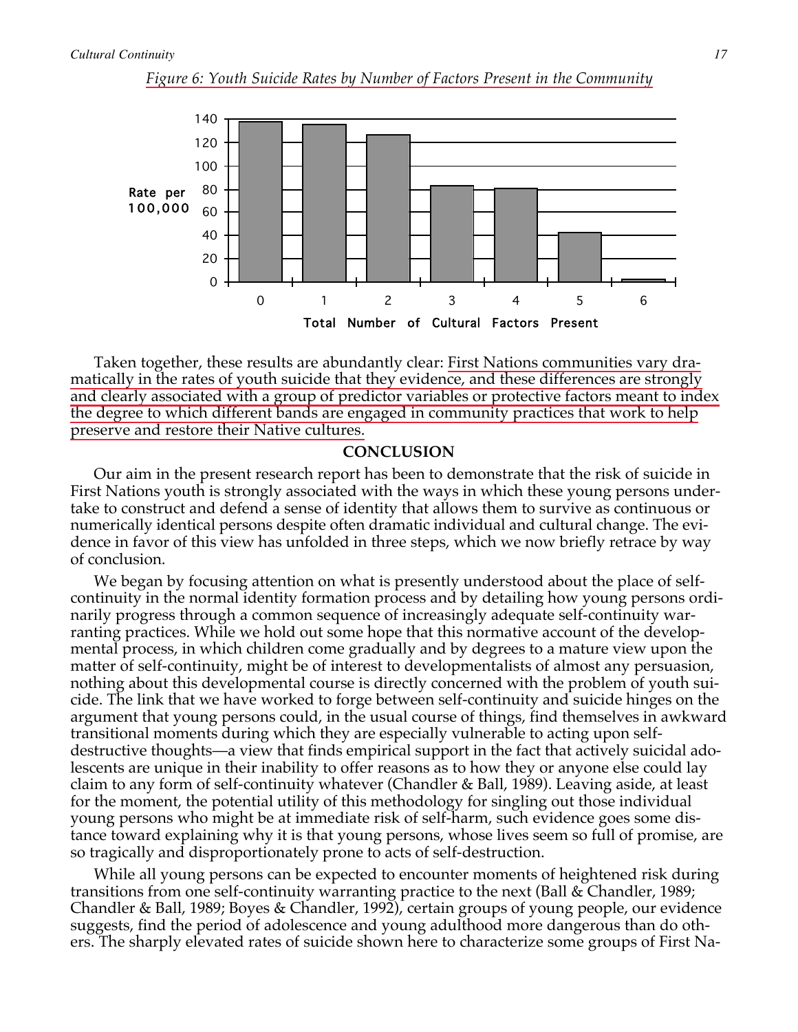*Figure 6: Youth Suicide Rates by Number of Factors Present in the Community*

Taken together, these results are abundantly clear: First Nations communities vary dramatically in the rates of youth suicide that they evidence, and these differences are strongly and clearly associated with a group of predictor variables or protective factors meant to index the degree to which different bands are engaged in community practices that work to help preserve and restore their Native cultures.

## CONCLUSION

Our aim in the present research report has been to demonstrate that the risk of suicide in First Nations youth is strongly associated with the ways in which these young persons undertake to construct and defend a sense of identity that allows them to survive as continuous or numerically identical persons despite often dramatic individual and cultural change. The evidence in favor of this view has unfolded in three steps, which we now briefly retrace by way of conclusion.

We began by focusing attention on what is presently understood about the place of self-continuity in the normal identity formation process and by detailing how young persons ordinarily progress through a common sequence of increasingly adequate self-continuity warranting practices. While we hold out some hope that this normative account of the developmental process, in which children come gradually and by degrees to a mature view upon the matter of self-continuity, might be of interest to developmentalists of almost any persuasion, nothing about this developmental course is directly concerned with the problem of youth suicide. The link that we have worked to forge between self-continuity and suicide hinges on the argument that young persons could, in the usual course of things, find themselves in awkward transitional moments during which they are especially vulnerable to acting upon self-destructive thoughts—a view that finds empirical support in the fact that actively suicidal adolescents are unique in their inability to offer reasons as to how they or anyone else could lay claim to any form of self-continuity whatever (Chandler & Ball, 1989). Leaving aside, at least for the moment, the potential utility of this methodology for singling out those individual young persons who might be at immediate risk of self-harm, such evidence goes some distance toward explaining why it is that young persons, whose lives seem so full of promise, are so tragically and disproportionately prone to acts of self-destruction.

While all young persons can be expected to encounter moments of heightened risk during transitions from one self-continuity warranting practice to the next (Ball & Chandler, 1989; Chandler & Ball, 1989; Boyes & Chandler, 1992), certain groups of young people, our evidence suggests, find the period of adolescence and young adulthood more dangerous than do others. The sharply elevated rates of suicide shown here to characterize some groups of First Na-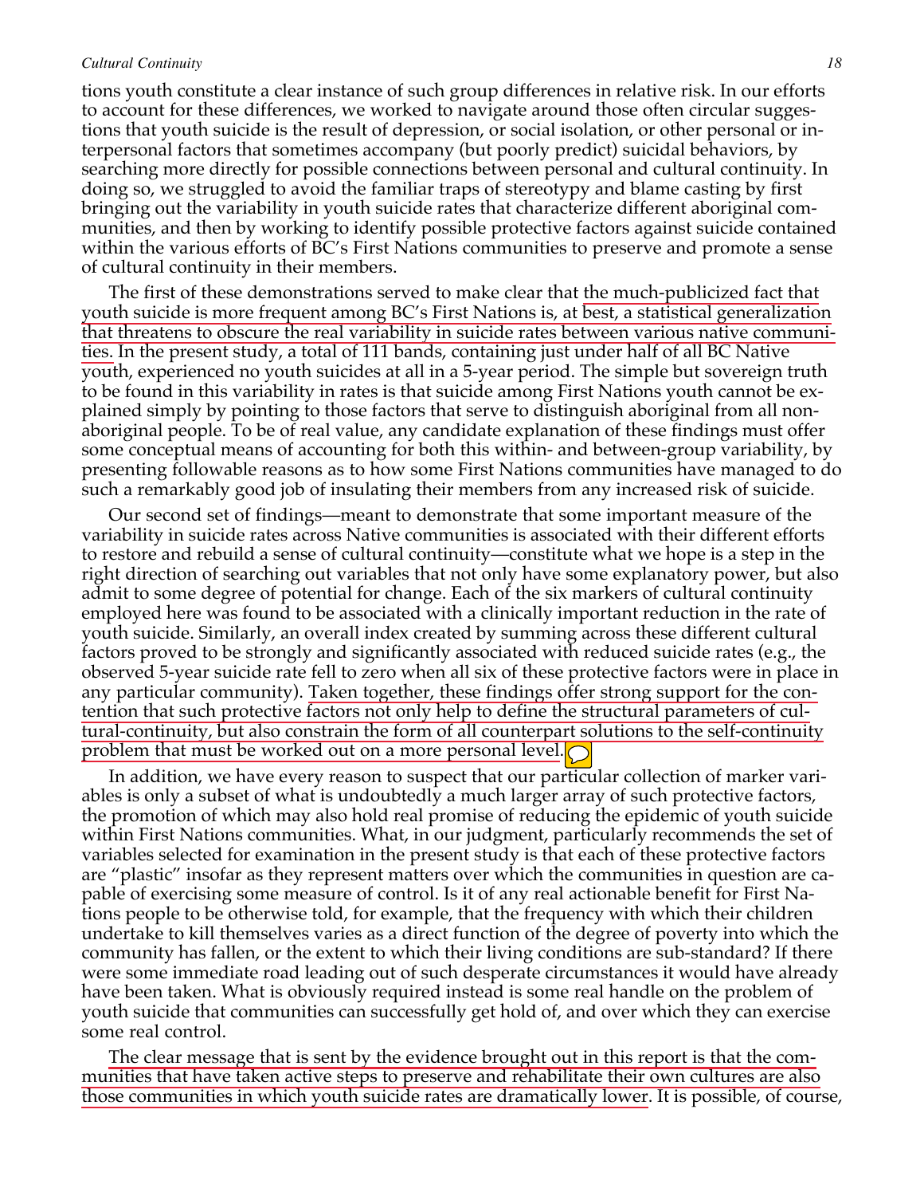tions youth constitute a clear instance of such group differences in relative risk. In our efforts to account for these differences, we worked to navigate around those often circular suggestions that youth suicide is the result of depression, or social isolation, or other personal or interpersonal factors that sometimes accompany (but poorly predict) suicidal behaviors, by searching more directly for possible connections between personal and cultural continuity. In doing so, we struggled to avoid the familiar traps of stereotypy and blame casting by first bringing out the variability in youth suicide rates that characterize different aboriginal communities, and then by working to identify possible protective factors against suicide contained within the various efforts of BC's First Nations communities to preserve and promote a sense of cultural continuity in their members.

The first of these demonstrations served to make clear that the much-publicized fact that youth suicide is more frequent among BC's First Nations is, at best, a statistical generalization that threatens to obscure the real variability in suicide rates between various native communities. In the present study, a total of 111 bands, containing just under half of all BC Native youth, experienced no youth suicides at all in a 5-year period. The simple but sovereign truth to be found in this variability in rates is that suicide among First Nations youth cannot be explained simply by pointing to those factors that serve to distinguish aboriginal from all non-aboriginal people. To be of real value, any candidate explanation of these findings must offer some conceptual means of accounting for both this within- and between-group variability, by presenting followable reasons as to how some First Nations communities have managed to do such a remarkably good job of insulating their members from any increased risk of suicide.

Our second set of findings—meant to demonstrate that some important measure of the variability in suicide rates across Native communities is associated with their different efforts to restore and rebuild a sense of cultural continuity—constitute what we hope is a step in the right direction of searching out variables that not only have some explanatory power, but also admit to some degree of potential for change. Each of the six markers of cultural continuity employed here was found to be associated with a clinically important reduction in the rate of youth suicide. Similarly, an overall index created by summing across these different cultural factors proved to be strongly and significantly associated with reduced suicide rates (e.g., the observed 5-year suicide rate fell to zero when all six of these protective factors were in place in any particular community). Taken together, these findings offer strong support for the contention that such protective factors not only help to define the structural parameters of cultural-continuity, but also constrain the form of all counterpart solutions to the self-continuity problem that must be worked out on a more personal level.

In addition, we have every reason to suspect that our particular collection of marker variables is only a subset of what is undoubtedly a much larger array of such protective factors, the promotion of which may also hold real promise of reducing the epidemic of youth suicide within First Nations communities. What, in our judgment, particularly recommends the set of variables selected for examination in the present study is that each of these protective factors are "plastic" insofar as they represent matters over which the communities in question are capable of exercising some measure of control. Is it of any real actionable benefit for First Nations people to be otherwise told, for example, that the frequency with which their children undertake to kill themselves varies as a direct function of the degree of poverty into which the community has fallen, or the extent to which their living conditions are sub-standard? If there were some immediate road leading out of such desperate circumstances it would have already have been taken. What is obviously required instead is some real handle on the problem of youth suicide that communities can successfully get hold of, and over which they can exercise some real control.

The clear message that is sent by the evidence brought out in this report is that the communities that have taken active steps to preserve and rehabilitate their own cultures are also those communities in which youth suicide rates are dramatically lower. It is possible, of course,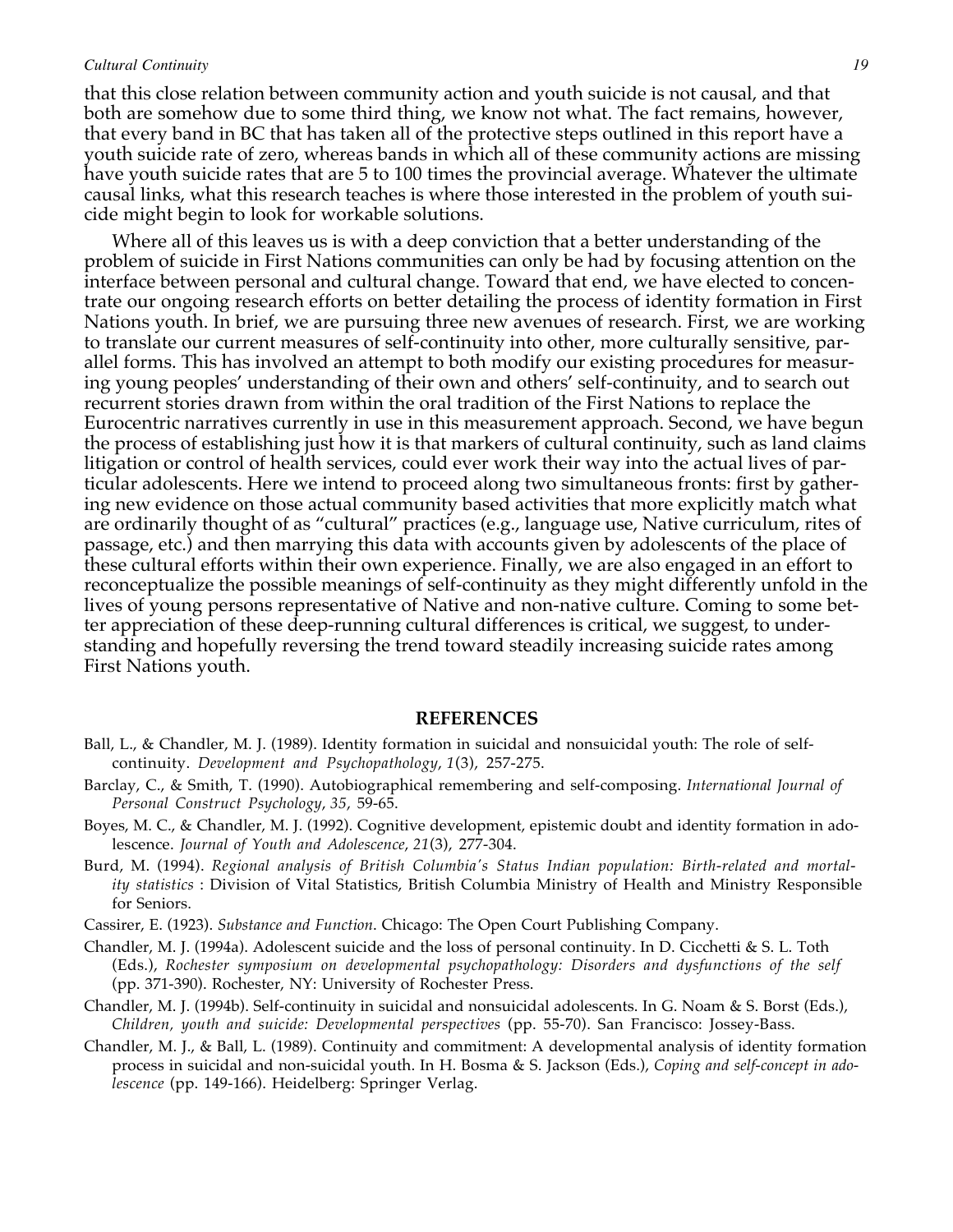that this close relation between community action and youth suicide is not causal, and that both are somehow due to some third thing, we know not what. The fact remains, however, that every band in BC that has taken all of the protective steps outlined in this report have a youth suicide rate of zero, whereas bands in which all of these community actions are missing have youth suicide rates that are 5 to 100 times the provincial average. Whatever the ultimate causal links, what this research teaches is where those interested in the problem of youth suicide might begin to look for workable solutions.

Where all of this leaves us is with a deep conviction that a better understanding of the problem of suicide in First Nations communities can only be had by focusing attention on the interface between personal and cultural change. Toward that end, we have elected to concentrate our ongoing research efforts on better detailing the process of identity formation in First Nations youth. In brief, we are pursuing three new avenues of research. First, we are working to translate our current measures of self-continuity into other, more culturally sensitive, parallel forms. This has involved an attempt to both modify our existing procedures for measuring young peoples' understanding of their own and others' self-continuity, and to search out recurrent stories drawn from within the oral tradition of the First Nations to replace the Eurocentric narratives currently in use in this measurement approach. Second, we have begun the process of establishing just how it is that markers of cultural continuity, such as land claims litigation or control of health services, could ever work their way into the actual lives of particular adolescents. Here we intend to proceed along two simultaneous fronts: first by gathering new evidence on those actual community based activities that more explicitly match what are ordinarily thought of as "cultural" practices (e.g., language use, Native curriculum, rites of passage, etc.) and then marrying this data with accounts given by adolescents of the place of these cultural efforts within their own experience. Finally, we are also engaged in an effort to reconceptualize the possible meanings of self-continuity as they might differently unfold in the lives of young persons representative of Native and non-native culture. Coming to some better appreciation of these deep-running cultural differences is critical, we suggest, to understanding and hopefully reversing the trend toward steadily increasing suicide rates among First Nations youth.

## REFERENCES

Ball, L., & Chandler, M. J. (1989). Identity formation in suicidal and nonsuicidal youth: The role of self-continuity. *Development and Psychopathology*, *1*(3), 257-275.

Barclay, C., & Smith, T. (1990). Autobiographical remembering and self-composing. *International Journal of Personal Construct Psychology*, *35*, 59-65.

Boyes, M. C., & Chandler, M. J. (1992). Cognitive development, epistemic doubt and identity formation in adolescence. *Journal of Youth and Adolescence*, *21*(3), 277-304.

Burd, M. (1994). *Regional analysis of British Columbia's Status Indian population: Birth-related and mortality statistics* : Division of Vital Statistics, British Columbia Ministry of Health and Ministry Responsible for Seniors.

Cassirer, E. (1923). *Substance and Function*. Chicago: The Open Court Publishing Company.

Chandler, M. J. (1994a). Adolescent suicide and the loss of personal continuity. In D. Cicchetti & S. L. Toth (Eds.), *Rochester symposium on developmental psychopathology: Disorders and dysfunctions of the self* (pp. 371-390). Rochester, NY: University of Rochester Press.

Chandler, M. J. (1994b). Self-continuity in suicidal and nonsuicidal adolescents. In G. Noam & S. Borst (Eds.), *Children, youth and suicide: Developmental perspectives* (pp. 55-70). San Francisco: Jossey-Bass.

Chandler, M. J., & Ball, L. (1989). Continuity and commitment: A developmental analysis of identity formation process in suicidal and non-suicidal youth. In H. Bosma & S. Jackson (Eds.), *Coping and self-concept in adolescence* (pp. 149-166). Heidelberg: Springer Verlag.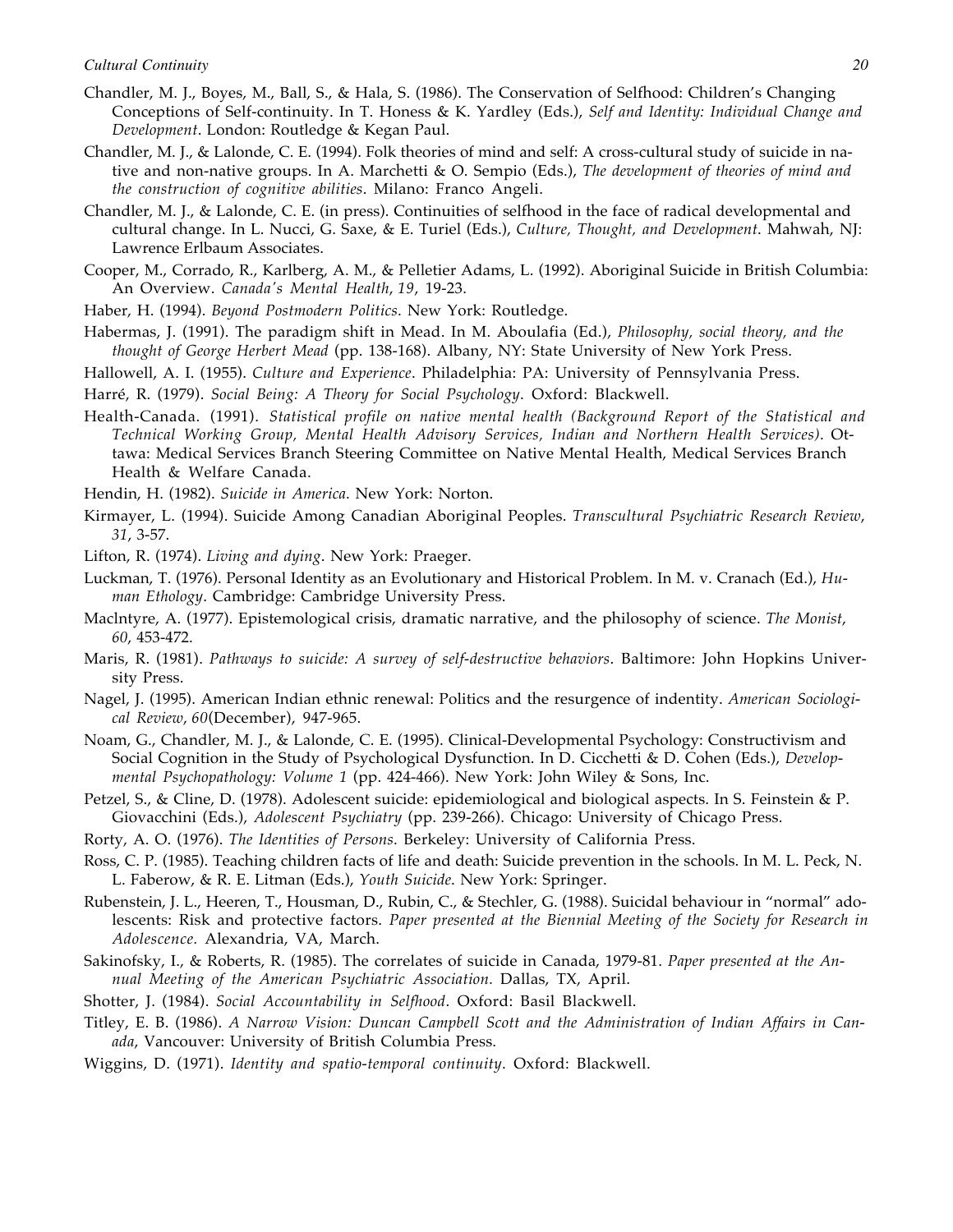Chandler, M. J., Boyes, M., Ball, S., & Hala, S. (1986). The Conservation of Selfhood: Children's Changing Conceptions of Self-continuity. In T. Honess & K. Yardley (Eds.), *Self and Identity: Individual Change and Development*. London: Routledge & Kegan Paul.

Chandler, M. J., & Lalonde, C. E. (1994). Folk theories of mind and self: A cross-cultural study of suicide in native and non-native groups. In A. Marchetti & O. Sempio (Eds.), *The development of theories of mind and the construction of cognitive abilities*. Milano: Franco Angeli.

Chandler, M. J., & Lalonde, C. E. (in press). Continuities of selfhood in the face of radical developmental and cultural change. In L. Nucci, G. Saxe, & E. Turiel (Eds.), *Culture, Thought, and Development*. Mahwah, NJ: Lawrence Erlbaum Associates.

Cooper, M., Corrado, R., Karlberg, A. M., & Pelletier Adams, L. (1992). Aboriginal Suicide in British Columbia: An Overview. *Canada's Mental Health*, *19*, 19-23.

Haber, H. (1994). *Beyond Postmodern Politics*. New York: Routledge.

Habermas, J. (1991). The paradigm shift in Mead. In M. Aboulafia (Ed.), *Philosophy, social theory, and the thought of George Herbert Mead* (pp. 138-168). Albany, NY: State University of New York Press.

Hallowell, A. I. (1955). *Culture and Experience*. Philadelphia: PA: University of Pennsylvania Press.

Harré, R. (1979). *Social Being: A Theory for Social Psychology*. Oxford: Blackwell.

Health-Canada. (1991). *Statistical profile on native mental health (Background Report of the Statistical and Technical Working Group, Mental Health Advisory Services, Indian and Northern Health Services)*. Ottawa: Medical Services Branch Steering Committee on Native Mental Health, Medical Services Branch Health & Welfare Canada.

Hendin, H. (1982). *Suicide in America*. New York: Norton.

Kirmayer, L. (1994). Suicide Among Canadian Aboriginal Peoples. *Transcultural Psychiatric Research Review*, *31*, 3-57.

Lifton, R. (1974). *Living and dying*. New York: Praeger.

Luckman, T. (1976). Personal Identity as an Evolutionary and Historical Problem. In M. v. Cranach (Ed.), *Human Ethology*. Cambridge: Cambridge University Press.

Maclntyre, A. (1977). Epistemological crisis, dramatic narrative, and the philosophy of science. *The Monist*, *60*, 453-472.

Maris, R. (1981). *Pathways to suicide: A survey of self-destructive behaviors*. Baltimore: John Hopkins University Press.

Nagel, J. (1995). American Indian ethnic renewal: Politics and the resurgence of indentity. *American Sociological Review*, *60*(December), 947-965.

Noam, G., Chandler, M. J., & Lalonde, C. E. (1995). Clinical-Developmental Psychology: Constructivism and Social Cognition in the Study of Psychological Dysfunction. In D. Cicchetti & D. Cohen (Eds.), *Developmental Psychopathology: Volume 1* (pp. 424-466). New York: John Wiley & Sons, Inc.

Petzel, S., & Cline, D. (1978). Adolescent suicide: epidemiological and biological aspects. In S. Feinstein & P. Giovacchini (Eds.), *Adolescent Psychiatry* (pp. 239-266). Chicago: University of Chicago Press.

Rorty, A. O. (1976). *The Identities of Persons*. Berkeley: University of California Press.

Ross, C. P. (1985). Teaching children facts of life and death: Suicide prevention in the schools. In M. L. Peck, N. L. Faberow, & R. E. Litman (Eds.), *Youth Suicide*. New York: Springer.

Rubenstein, J. L., Heeren, T., Housman, D., Rubin, C., & Stechler, G. (1988). Suicidal behaviour in "normal" adolescents: Risk and protective factors. *Paper presented at the Biennial Meeting of the Society for Research in Adolescence.* Alexandria, VA, March.

Sakinofsky, I., & Roberts, R. (1985). The correlates of suicide in Canada, 1979-81. *Paper presented at the Annual Meeting of the American Psychiatric Association.* Dallas, TX, April.

Shotter, J. (1984). *Social Accountability in Selfhood*. Oxford: Basil Blackwell.

Titley, E. B. (1986). *A Narrow Vision: Duncan Campbell Scott and the Administration of Indian Affairs in Canada*, Vancouver: University of British Columbia Press.

Wiggins, D. (1971). *Identity and spatio-temporal continuity*. Oxford: Blackwell.